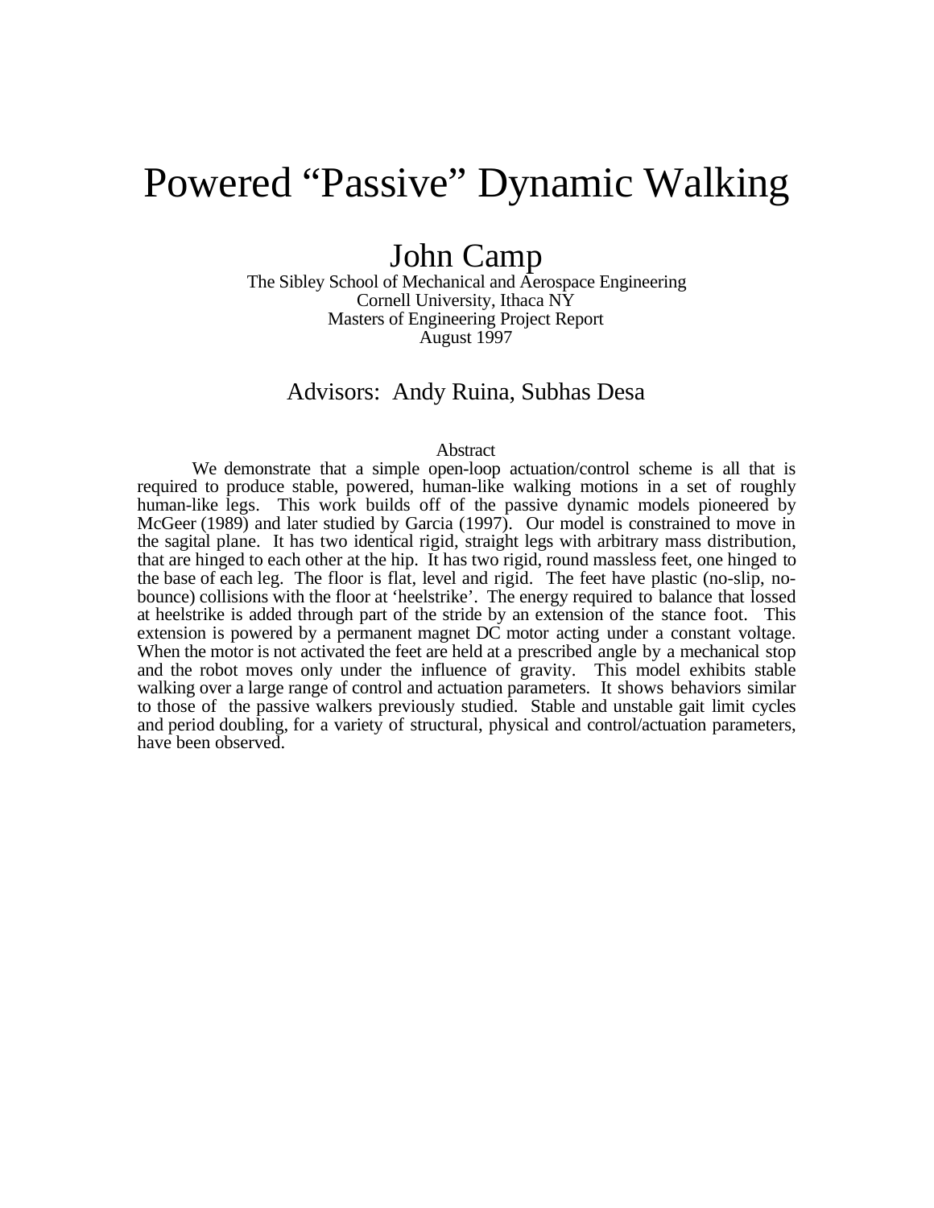# Powered “Passive” Dynamic Walking

## John Camp

The Sibley School of Mechanical and Aerospace Engineering
Cornell University, Ithaca NY
Masters of Engineering Project Report
August 1997

### Advisors: Andy Ruina, Subhas Desa

Abstract

We demonstrate that a simple open-loop actuation/control scheme is all that is required to produce stable, powered, human-like walking motions in a set of roughly human-like legs. This work builds off of the passive dynamic models pioneered by McGeer (1989) and later studied by Garcia (1997). Our model is constrained to move in the sagital plane. It has two identical rigid, straight legs with arbitrary mass distribution, that are hinged to each other at the hip. It has two rigid, round massless feet, one hinged to the base of each leg. The floor is flat, level and rigid. The feet have plastic (no-slip, no-bounce) collisions with the floor at ‘heelstrike’. The energy required to balance that lossed at heelstrike is added through part of the stride by an extension of the stance foot. This extension is powered by a permanent magnet DC motor acting under a constant voltage. When the motor is not activated the feet are held at a prescribed angle by a mechanical stop and the robot moves only under the influence of gravity. This model exhibits stable walking over a large range of control and actuation parameters. It shows behaviors similar to those of the passive walkers previously studied. Stable and unstable gait limit cycles and period doubling, for a variety of structural, physical and control/actuation parameters, have been observed.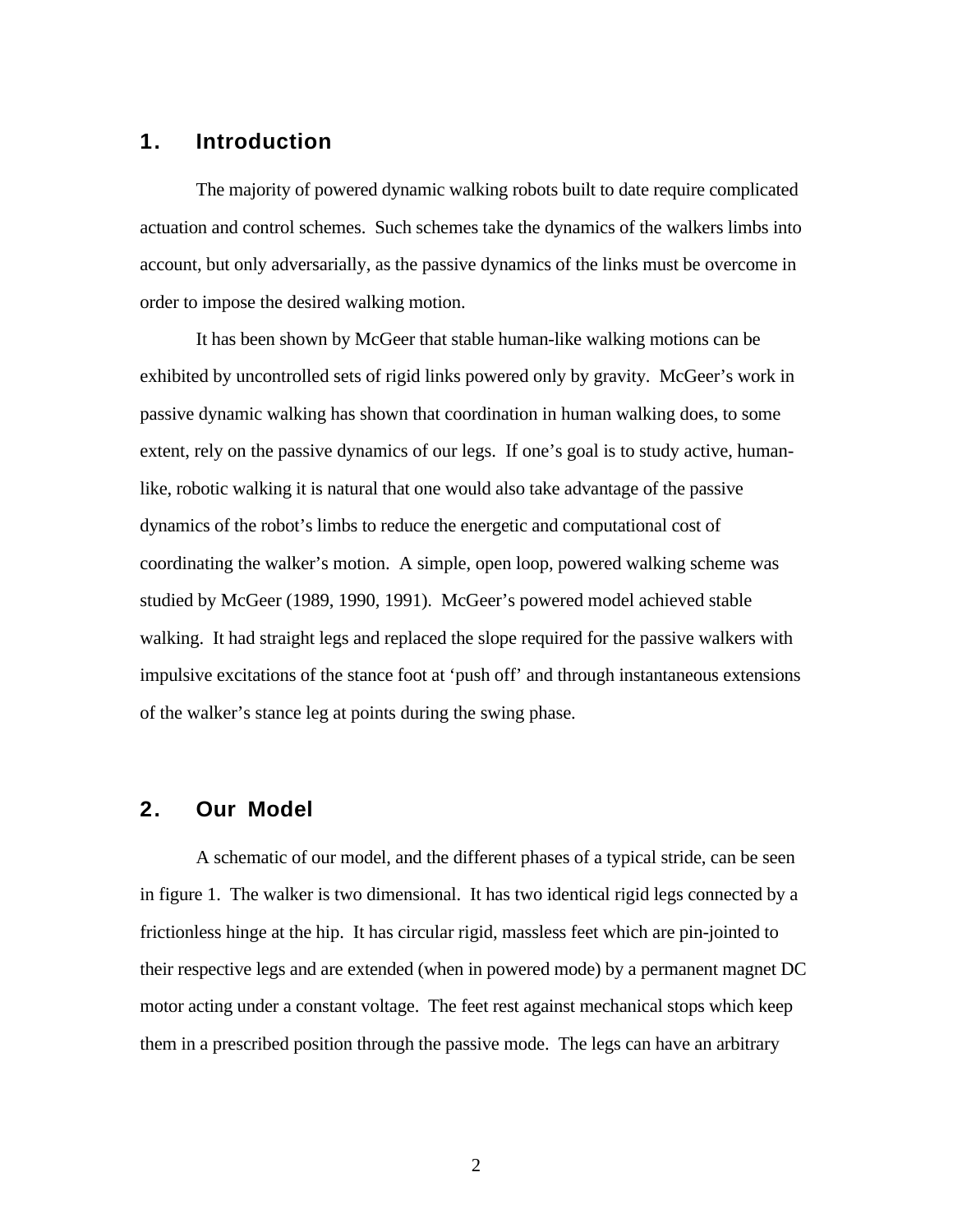## 1. Introduction

The majority of powered dynamic walking robots built to date require complicated actuation and control schemes. Such schemes take the dynamics of the walkers limbs into account, but only adversarially, as the passive dynamics of the links must be overcome in order to impose the desired walking motion.

It has been shown by McGeer that stable human-like walking motions can be exhibited by uncontrolled sets of rigid links powered only by gravity. McGeer's work in passive dynamic walking has shown that coordination in human walking does, to some extent, rely on the passive dynamics of our legs. If one's goal is to study active, human-like, robotic walking it is natural that one would also take advantage of the passive dynamics of the robot's limbs to reduce the energetic and computational cost of coordinating the walker's motion. A simple, open loop, powered walking scheme was studied by McGeer (1989, 1990, 1991). McGeer's powered model achieved stable walking. It had straight legs and replaced the slope required for the passive walkers with impulsive excitations of the stance foot at 'push off' and through instantaneous extensions of the walker's stance leg at points during the swing phase.

## 2. Our Model

A schematic of our model, and the different phases of a typical stride, can be seen in figure 1. The walker is two dimensional. It has two identical rigid legs connected by a frictionless hinge at the hip. It has circular rigid, massless feet which are pin-jointed to their respective legs and are extended (when in powered mode) by a permanent magnet DC motor acting under a constant voltage. The feet rest against mechanical stops which keep them in a prescribed position through the passive mode. The legs can have an arbitrary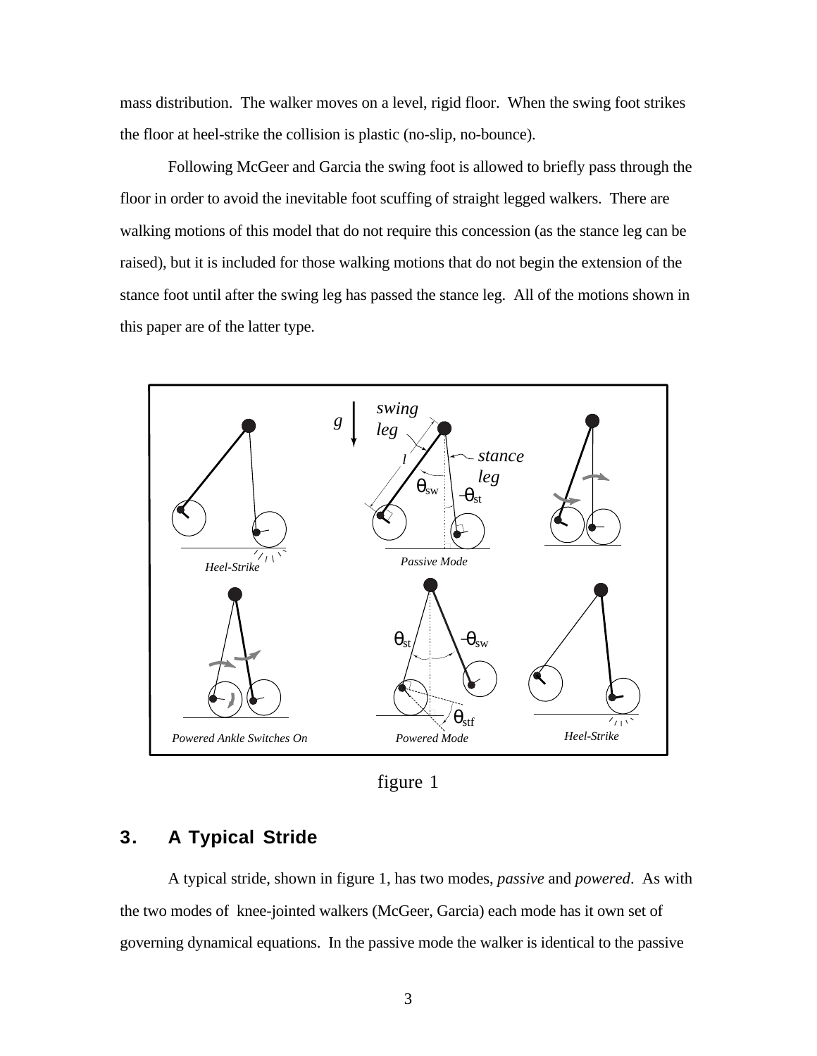mass distribution. The walker moves on a level, rigid floor. When the swing foot strikes the floor at heel-strike the collision is plastic (no-slip, no-bounce).

Following McGeer and Garcia the swing foot is allowed to briefly pass through the floor in order to avoid the inevitable foot scuffing of straight legged walkers. There are walking motions of this model that do not require this concession (as the stance leg can be raised), but it is included for those walking motions that do not begin the extension of the stance foot until after the swing leg has passed the stance leg. All of the motions shown in this paper are of the latter type.

figure 1

## 3. A Typical Stride

A typical stride, shown in figure 1, has two modes, *passive* and *powered*. As with the two modes of knee-jointed walkers (McGeer, Garcia) each mode has it own set of governing dynamical equations. In the passive mode the walker is identical to the passive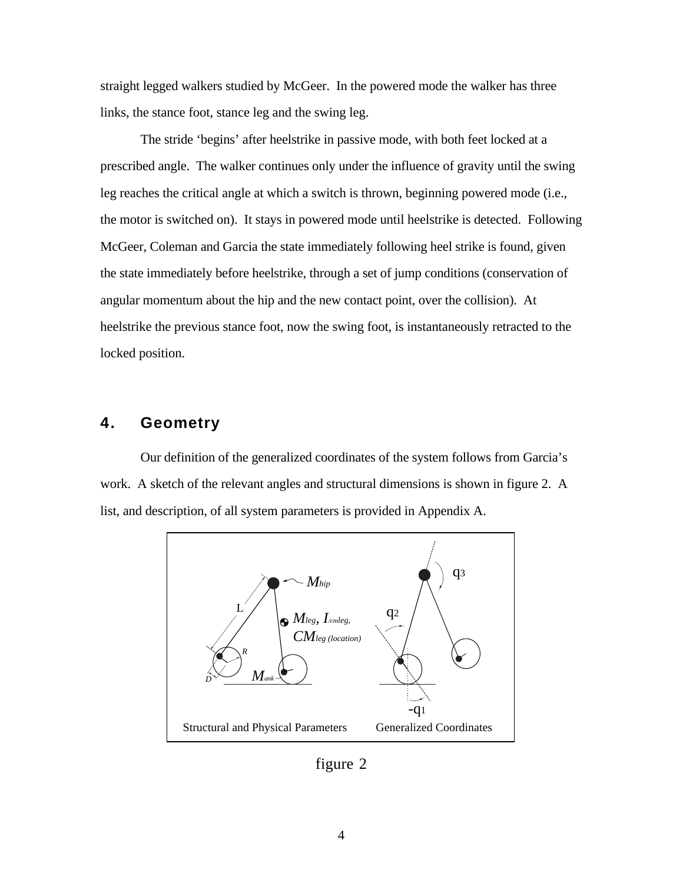straight legged walkers studied by McGeer. In the powered mode the walker has three links, the stance foot, stance leg and the swing leg.

The stride 'begins' after heelstrike in passive mode, with both feet locked at a prescribed angle. The walker continues only under the influence of gravity until the swing leg reaches the critical angle at which a switch is thrown, beginning powered mode (i.e., the motor is switched on). It stays in powered mode until heelstrike is detected. Following McGeer, Coleman and Garcia the state immediately following heel strike is found, given the state immediately before heelstrike, through a set of jump conditions (conservation of angular momentum about the hip and the new contact point, over the collision). At heelstrike the previous stance foot, now the swing foot, is instantaneously retracted to the locked position.

## 4. Geometry

Our definition of the generalized coordinates of the system follows from Garcia's work. A sketch of the relevant angles and structural dimensions is shown in figure 2. A list, and description, of all system parameters is provided in Appendix A.

Structural and Physical Parameters — Generalized Coordinates

figure 2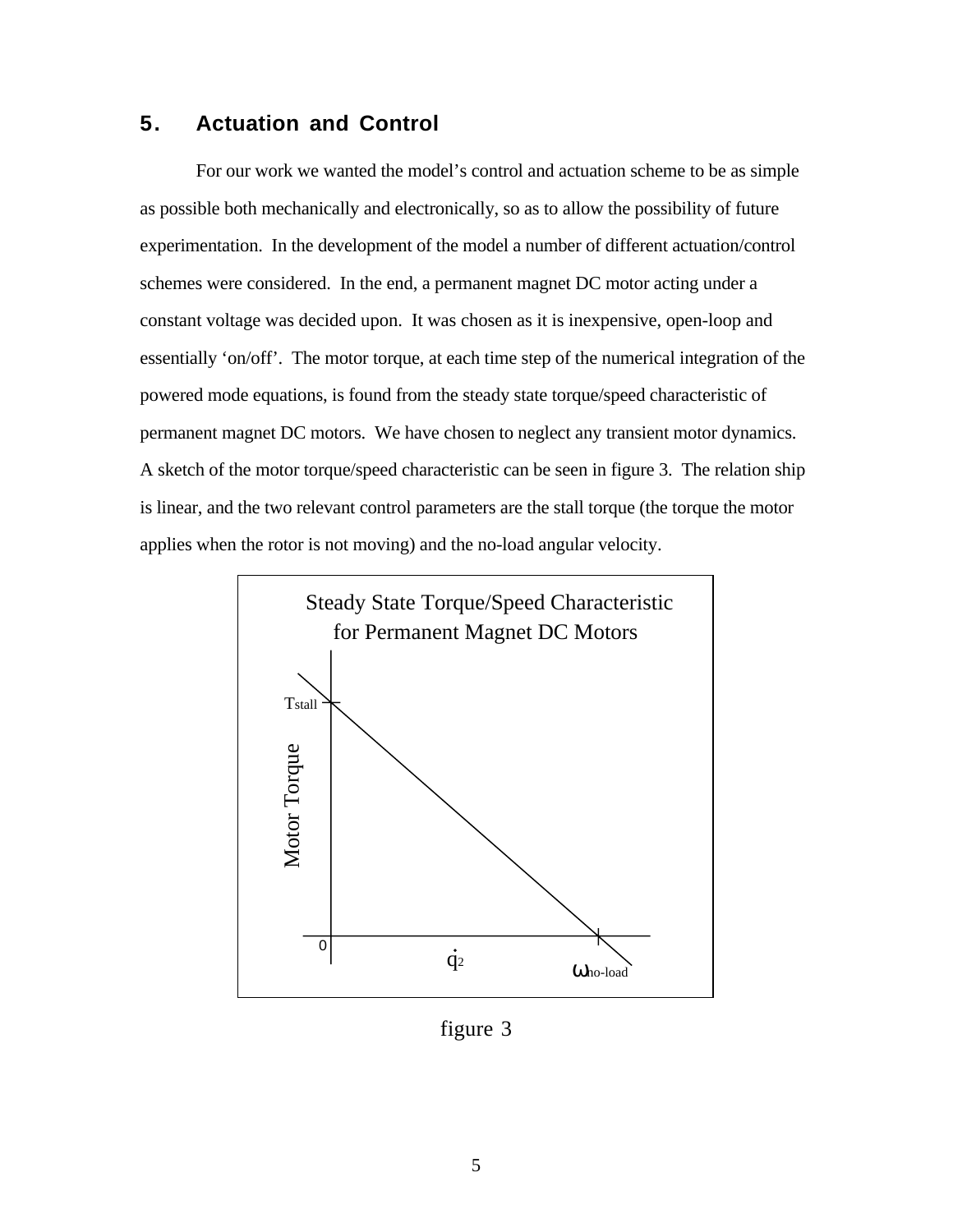## 5. Actuation and Control

For our work we wanted the model's control and actuation scheme to be as simple as possible both mechanically and electronically, so as to allow the possibility of future experimentation. In the development of the model a number of different actuation/control schemes were considered. In the end, a permanent magnet DC motor acting under a constant voltage was decided upon. It was chosen as it is inexpensive, open-loop and essentially 'on/off'. The motor torque, at each time step of the numerical integration of the powered mode equations, is found from the steady state torque/speed characteristic of permanent magnet DC motors. We have chosen to neglect any transient motor dynamics. A sketch of the motor torque/speed characteristic can be seen in figure 3. The relation ship is linear, and the two relevant control parameters are the stall torque (the torque the motor applies when the rotor is not moving) and the no-load angular velocity.

Steady State Torque/Speed Characteristic for Permanent Magnet DC Motors

Motor Torque, $T_{stall}$, 0, $\dot{q}_2$, $\omega_{no\text{-}load}$

figure 3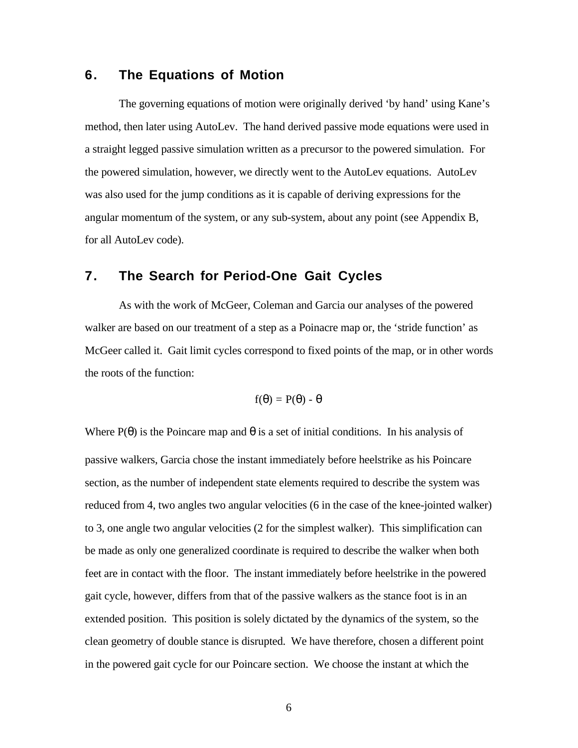## 6. The Equations of Motion

The governing equations of motion were originally derived 'by hand' using Kane's method, then later using AutoLev. The hand derived passive mode equations were used in a straight legged passive simulation written as a precursor to the powered simulation. For the powered simulation, however, we directly went to the AutoLev equations. AutoLev was also used for the jump conditions as it is capable of deriving expressions for the angular momentum of the system, or any sub-system, about any point (see Appendix B, for all AutoLev code).

## 7. The Search for Period-One Gait Cycles

As with the work of McGeer, Coleman and Garcia our analyses of the powered walker are based on our treatment of a step as a Poinacre map or, the 'stride function' as McGeer called it. Gait limit cycles correspond to fixed points of the map, or in other words the roots of the function:

$$f(\theta) = P(\theta) - \theta$$

Where $P(\theta)$ is the Poincare map and $\theta$ is a set of initial conditions. In his analysis of passive walkers, Garcia chose the instant immediately before heelstrike as his Poincare section, as the number of independent state elements required to describe the system was reduced from 4, two angles two angular velocities (6 in the case of the knee-jointed walker) to 3, one angle two angular velocities (2 for the simplest walker). This simplification can be made as only one generalized coordinate is required to describe the walker when both feet are in contact with the floor. The instant immediately before heelstrike in the powered gait cycle, however, differs from that of the passive walkers as the stance foot is in an extended position. This position is solely dictated by the dynamics of the system, so the clean geometry of double stance is disrupted. We have therefore, chosen a different point in the powered gait cycle for our Poincare section. We choose the instant at which the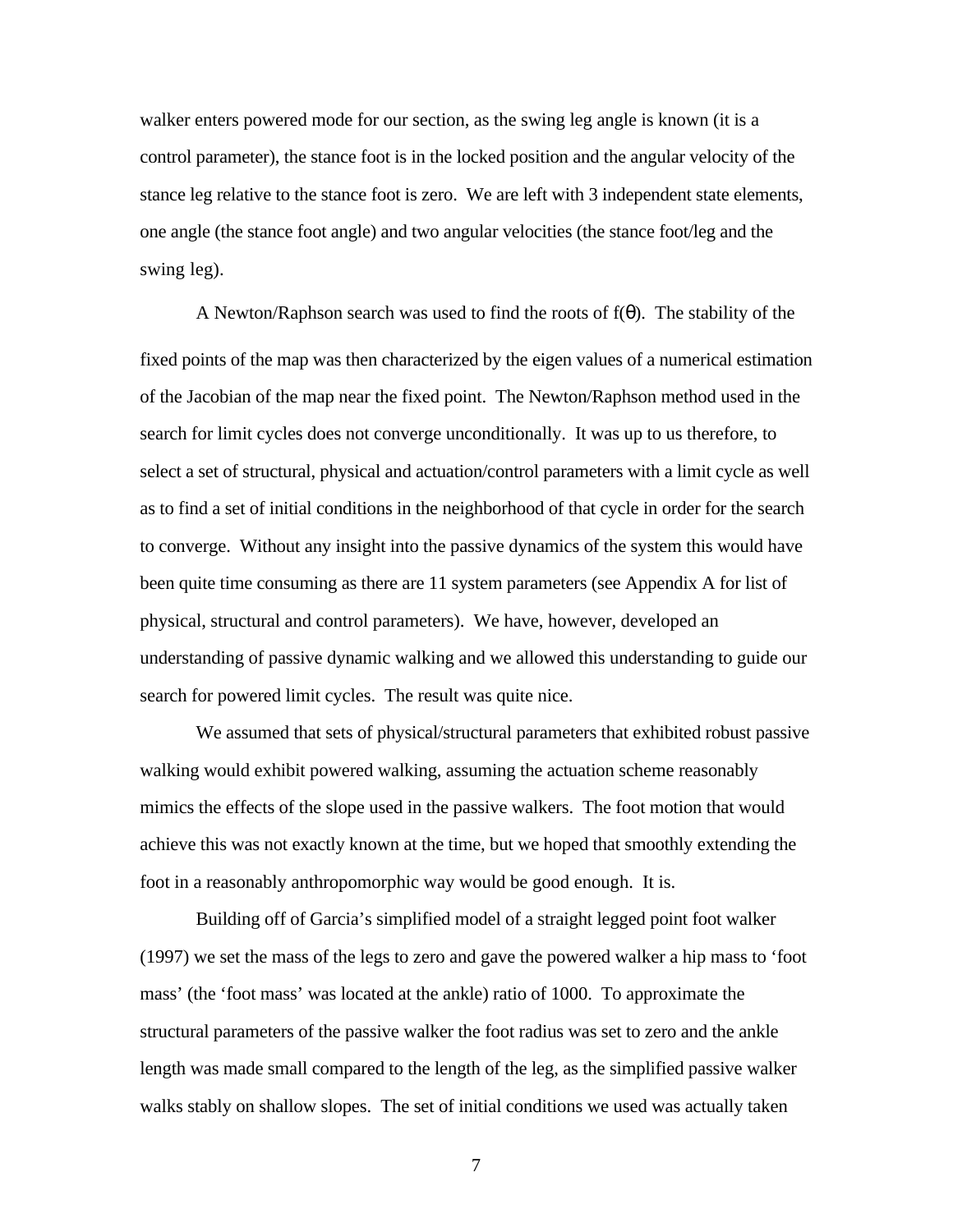walker enters powered mode for our section, as the swing leg angle is known (it is a control parameter), the stance foot is in the locked position and the angular velocity of the stance leg relative to the stance foot is zero. We are left with 3 independent state elements, one angle (the stance foot angle) and two angular velocities (the stance foot/leg and the swing leg).

A Newton/Raphson search was used to find the roots of $f(\theta)$. The stability of the fixed points of the map was then characterized by the eigen values of a numerical estimation of the Jacobian of the map near the fixed point. The Newton/Raphson method used in the search for limit cycles does not converge unconditionally. It was up to us therefore, to select a set of structural, physical and actuation/control parameters with a limit cycle as well as to find a set of initial conditions in the neighborhood of that cycle in order for the search to converge. Without any insight into the passive dynamics of the system this would have been quite time consuming as there are 11 system parameters (see Appendix A for list of physical, structural and control parameters). We have, however, developed an understanding of passive dynamic walking and we allowed this understanding to guide our search for powered limit cycles. The result was quite nice.

We assumed that sets of physical/structural parameters that exhibited robust passive walking would exhibit powered walking, assuming the actuation scheme reasonably mimics the effects of the slope used in the passive walkers. The foot motion that would achieve this was not exactly known at the time, but we hoped that smoothly extending the foot in a reasonably anthropomorphic way would be good enough. It is.

Building off of Garcia's simplified model of a straight legged point foot walker (1997) we set the mass of the legs to zero and gave the powered walker a hip mass to 'foot mass' (the 'foot mass' was located at the ankle) ratio of 1000. To approximate the structural parameters of the passive walker the foot radius was set to zero and the ankle length was made small compared to the length of the leg, as the simplified passive walker walks stably on shallow slopes. The set of initial conditions we used was actually taken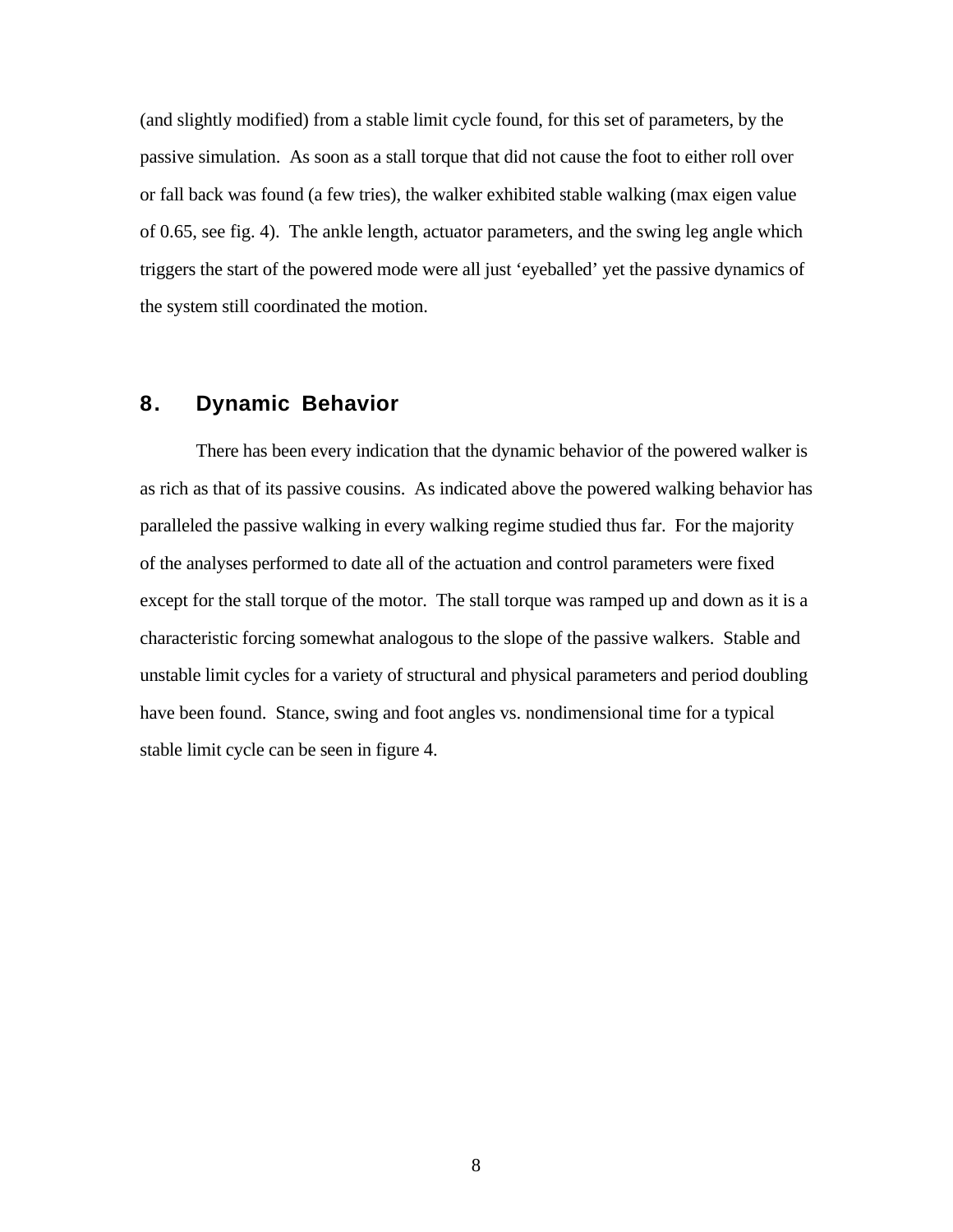(and slightly modified) from a stable limit cycle found, for this set of parameters, by the passive simulation. As soon as a stall torque that did not cause the foot to either roll over or fall back was found (a few tries), the walker exhibited stable walking (max eigen value of 0.65, see fig. 4). The ankle length, actuator parameters, and the swing leg angle which triggers the start of the powered mode were all just 'eyeballed' yet the passive dynamics of the system still coordinated the motion.

## 8. Dynamic Behavior

There has been every indication that the dynamic behavior of the powered walker is as rich as that of its passive cousins. As indicated above the powered walking behavior has paralleled the passive walking in every walking regime studied thus far. For the majority of the analyses performed to date all of the actuation and control parameters were fixed except for the stall torque of the motor. The stall torque was ramped up and down as it is a characteristic forcing somewhat analogous to the slope of the passive walkers. Stable and unstable limit cycles for a variety of structural and physical parameters and period doubling have been found. Stance, swing and foot angles vs. nondimensional time for a typical stable limit cycle can be seen in figure 4.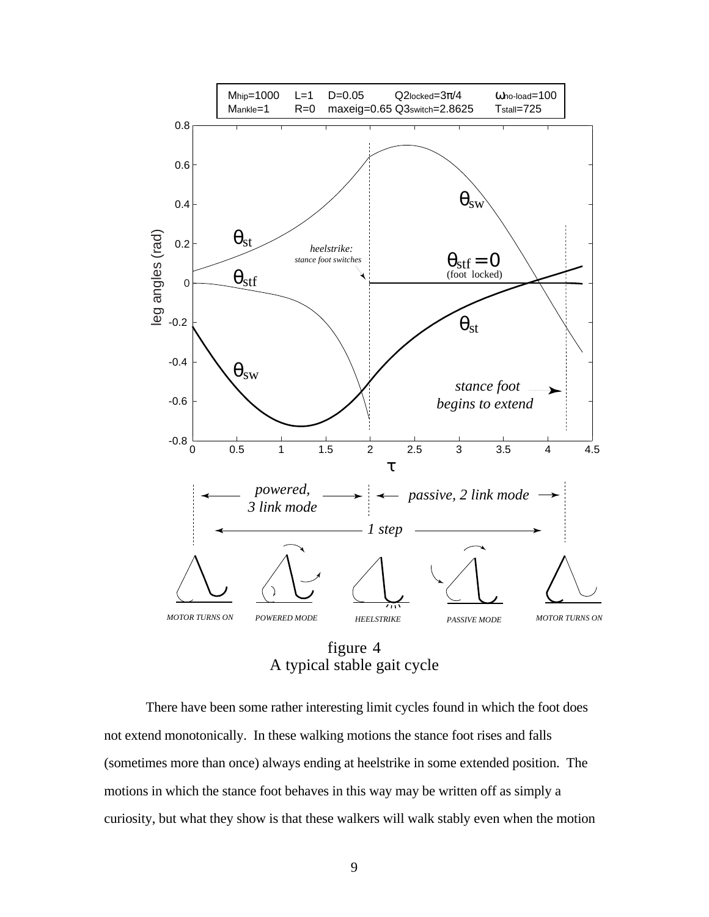figure 4
A typical stable gait cycle

There have been some rather interesting limit cycles found in which the foot does not extend monotonically. In these walking motions the stance foot rises and falls (sometimes more than once) always ending at heelstrike in some extended position. The motions in which the stance foot behaves in this way may be written off as simply a curiosity, but what they show is that these walkers will walk stably even when the motion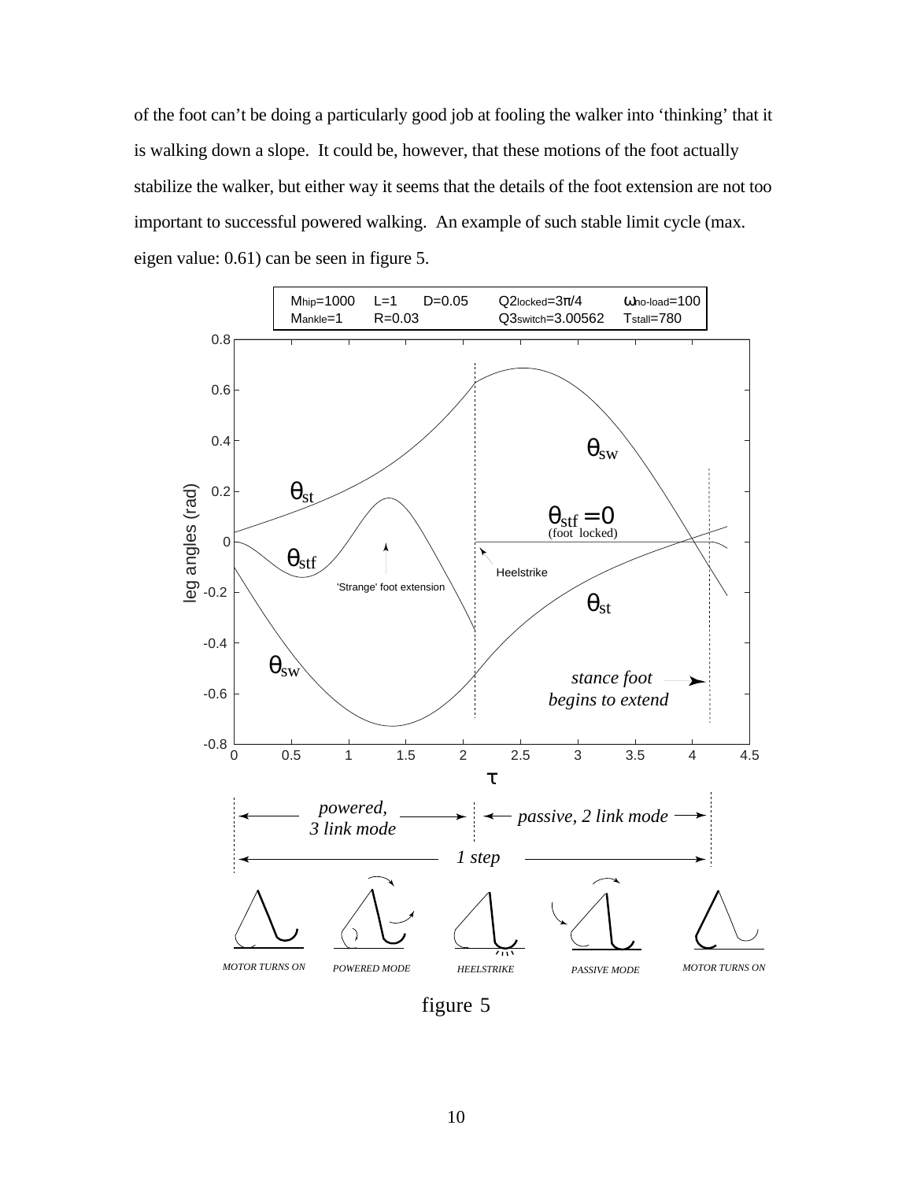of the foot can't be doing a particularly good job at fooling the walker into 'thinking' that it is walking down a slope. It could be, however, that these motions of the foot actually stabilize the walker, but either way it seems that the details of the foot extension are not too important to successful powered walking. An example of such stable limit cycle (max. eigen value: 0.61) can be seen in figure 5.

figure 5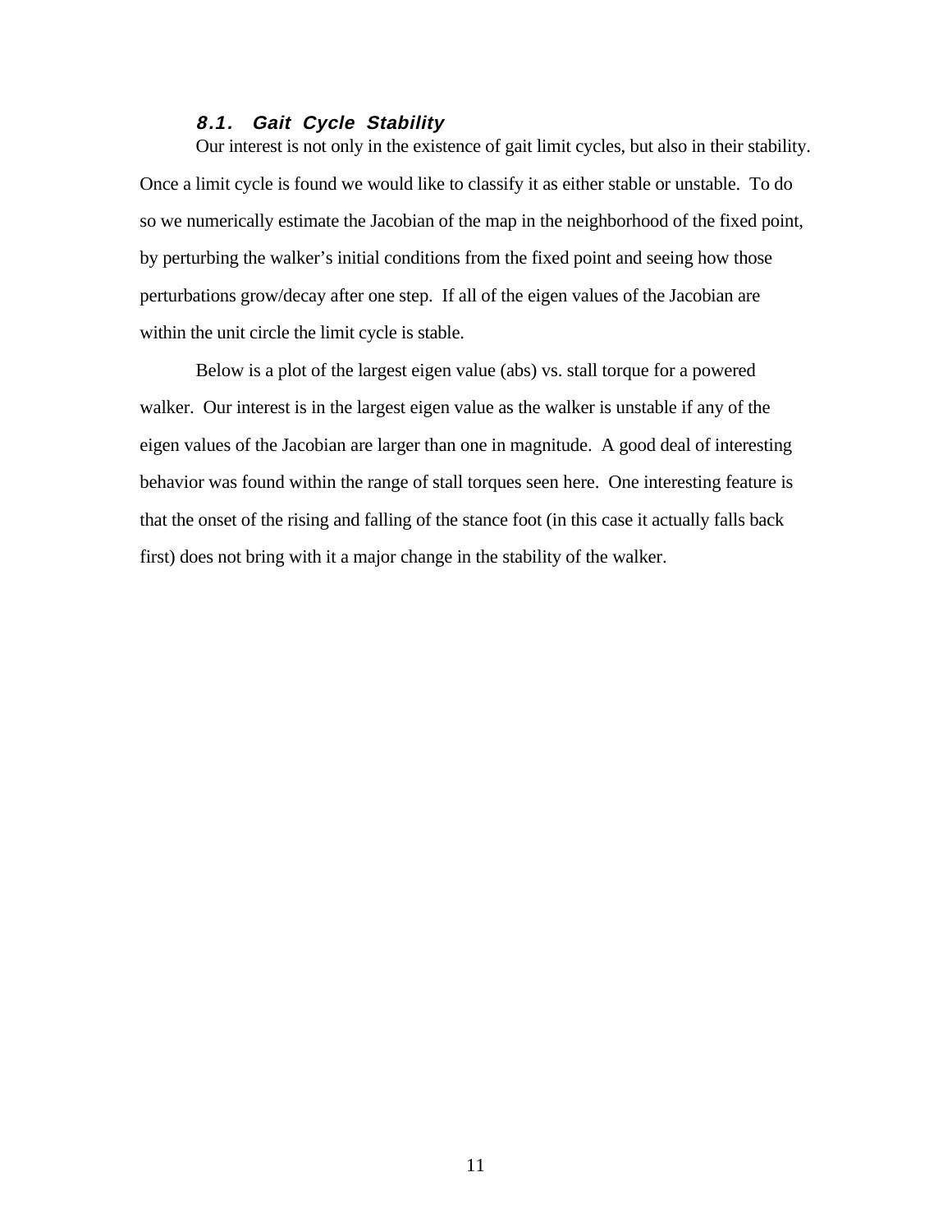### *8.1. Gait Cycle Stability*

Our interest is not only in the existence of gait limit cycles, but also in their stability. Once a limit cycle is found we would like to classify it as either stable or unstable. To do so we numerically estimate the Jacobian of the map in the neighborhood of the fixed point, by perturbing the walker's initial conditions from the fixed point and seeing how those perturbations grow/decay after one step. If all of the eigen values of the Jacobian are within the unit circle the limit cycle is stable.

Below is a plot of the largest eigen value (abs) vs. stall torque for a powered walker. Our interest is in the largest eigen value as the walker is unstable if any of the eigen values of the Jacobian are larger than one in magnitude. A good deal of interesting behavior was found within the range of stall torques seen here. One interesting feature is that the onset of the rising and falling of the stance foot (in this case it actually falls back first) does not bring with it a major change in the stability of the walker.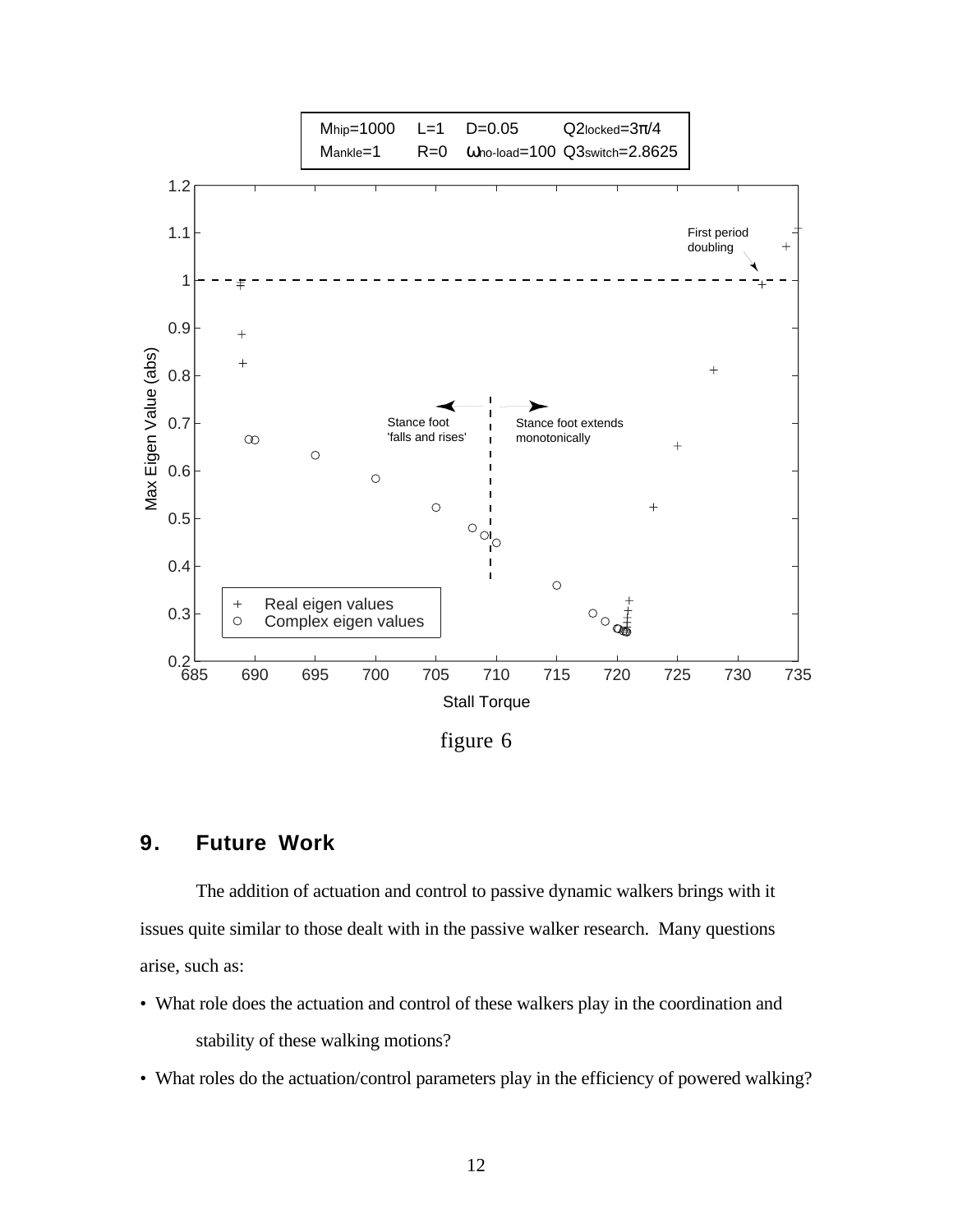figure 6

## 9. Future Work

The addition of actuation and control to passive dynamic walkers brings with it issues quite similar to those dealt with in the passive walker research. Many questions arise, such as:

- What role does the actuation and control of these walkers play in the coordination and stability of these walking motions?
- What roles do the actuation/control parameters play in the efficiency of powered walking?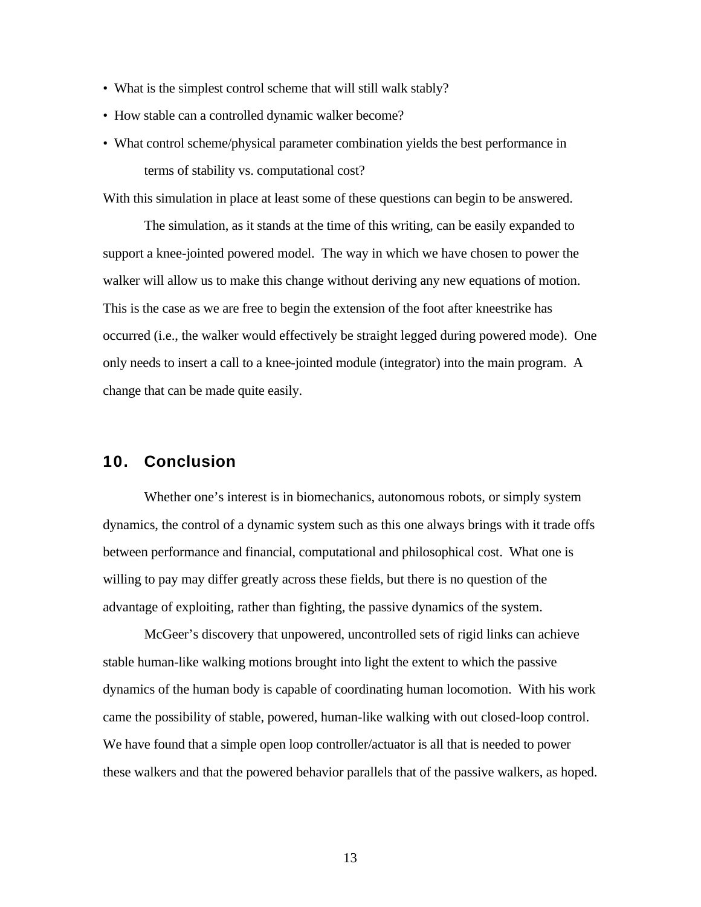- What is the simplest control scheme that will still walk stably?
- How stable can a controlled dynamic walker become?
- What control scheme/physical parameter combination yields the best performance in terms of stability vs. computational cost?

With this simulation in place at least some of these questions can begin to be answered.

The simulation, as it stands at the time of this writing, can be easily expanded to support a knee-jointed powered model. The way in which we have chosen to power the walker will allow us to make this change without deriving any new equations of motion. This is the case as we are free to begin the extension of the foot after kneestrike has occurred (i.e., the walker would effectively be straight legged during powered mode). One only needs to insert a call to a knee-jointed module (integrator) into the main program. A change that can be made quite easily.

## 10. Conclusion

Whether one's interest is in biomechanics, autonomous robots, or simply system dynamics, the control of a dynamic system such as this one always brings with it trade offs between performance and financial, computational and philosophical cost. What one is willing to pay may differ greatly across these fields, but there is no question of the advantage of exploiting, rather than fighting, the passive dynamics of the system.

McGeer's discovery that unpowered, uncontrolled sets of rigid links can achieve stable human-like walking motions brought into light the extent to which the passive dynamics of the human body is capable of coordinating human locomotion. With his work came the possibility of stable, powered, human-like walking with out closed-loop control. We have found that a simple open loop controller/actuator is all that is needed to power these walkers and that the powered behavior parallels that of the passive walkers, as hoped.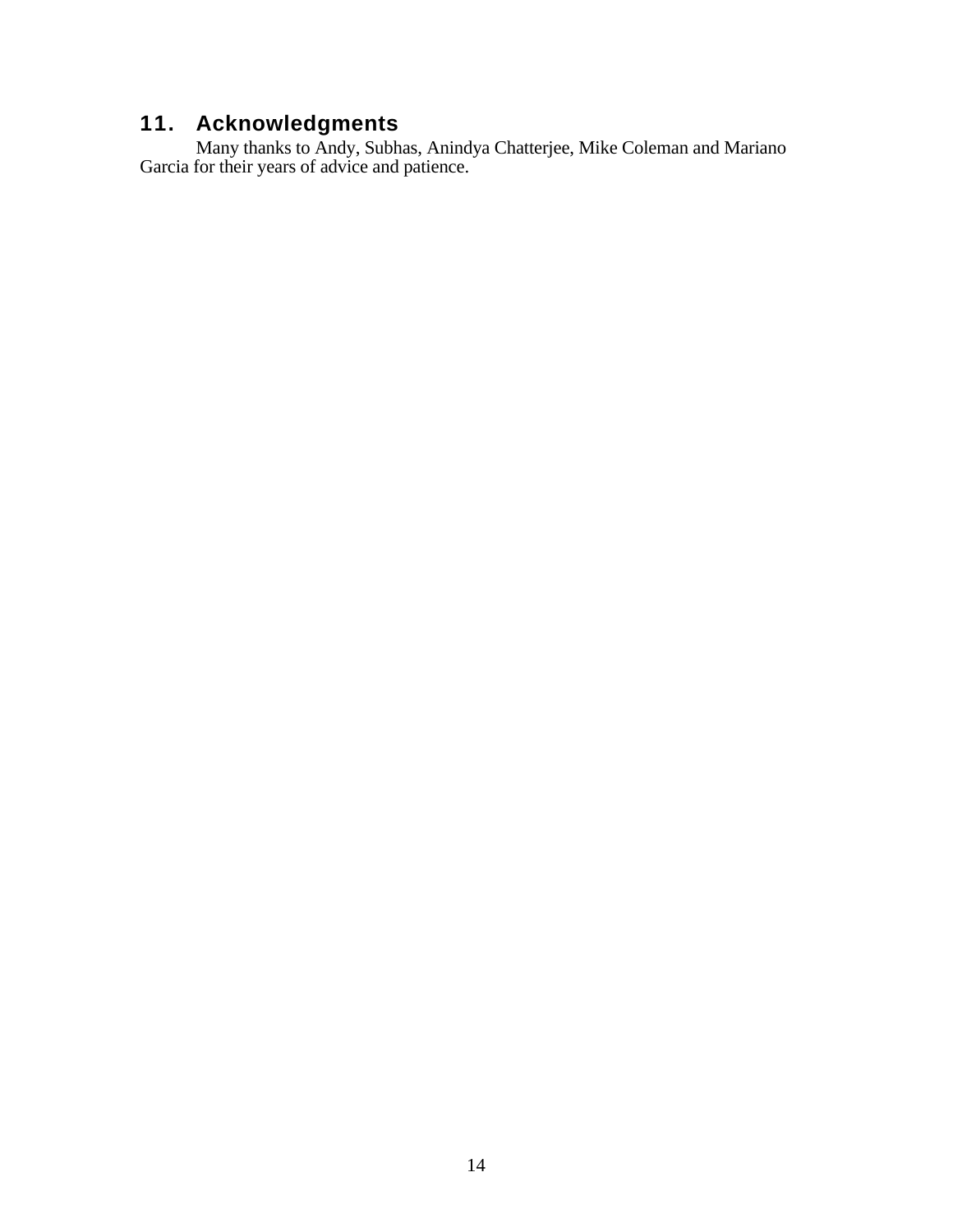## 11. Acknowledgments

Many thanks to Andy, Subhas, Anindya Chatterjee, Mike Coleman and Mariano Garcia for their years of advice and patience.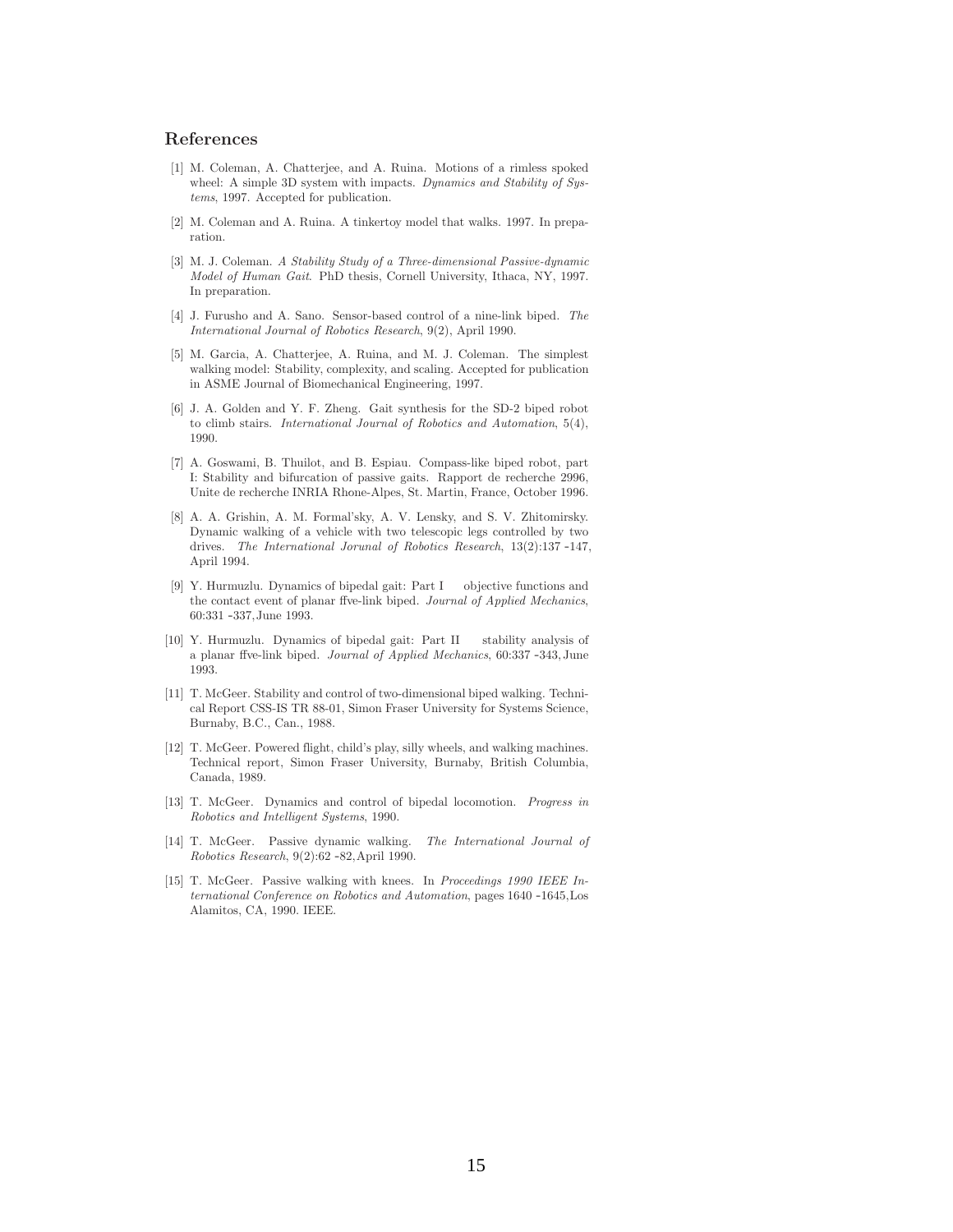## References

[1] M. Coleman, A. Chatterjee, and A. Ruina. Motions of a rimless spoked wheel: A simple 3D system with impacts. *Dynamics and Stability of Systems*, 1997. Accepted for publication.

[2] M. Coleman and A. Ruina. A tinkertoy model that walks. 1997. In preparation.

[3] M. J. Coleman. *A Stability Study of a Three-dimensional Passive-dynamic Model of Human Gait*. PhD thesis, Cornell University, Ithaca, NY, 1997. In preparation.

[4] J. Furusho and A. Sano. Sensor-based control of a nine-link biped. *The International Journal of Robotics Research*, 9(2), April 1990.

[5] M. Garcia, A. Chatterjee, A. Ruina, and M. J. Coleman. The simplest walking model: Stability, complexity, and scaling. Accepted for publication in ASME Journal of Biomechanical Engineering, 1997.

[6] J. A. Golden and Y. F. Zheng. Gait synthesis for the SD-2 biped robot to climb stairs. *International Journal of Robotics and Automation*, 5(4), 1990.

[7] A. Goswami, B. Thuilot, and B. Espiau. Compass-like biped robot, part I: Stability and bifurcation of passive gaits. Rapport de recherche 2996, Unite de recherche INRIA Rhone-Alpes, St. Martin, France, October 1996.

[8] A. A. Grishin, A. M. Formal'sky, A. V. Lensky, and S. V. Zhitomirsky. Dynamic walking of a vehicle with two telescopic legs controlled by two drives. *The International Jorunal of Robotics Research*, 13(2):137 -147, April 1994.

[9] Y. Hurmuzlu. Dynamics of bipedal gait: Part I objective functions and the contact event of planar ffve-link biped. *Journal of Applied Mechanics*, 60:331 -337, June 1993.

[10] Y. Hurmuzlu. Dynamics of bipedal gait: Part II stability analysis of a planar ffve-link biped. *Journal of Applied Mechanics*, 60:337 -343, June 1993.

[11] T. McGeer. Stability and control of two-dimensional biped walking. Technical Report CSS-IS TR 88-01, Simon Fraser University for Systems Science, Burnaby, B.C., Can., 1988.

[12] T. McGeer. Powered flight, child's play, silly wheels, and walking machines. Technical report, Simon Fraser University, Burnaby, British Columbia, Canada, 1989.

[13] T. McGeer. Dynamics and control of bipedal locomotion. *Progress in Robotics and Intelligent Systems*, 1990.

[14] T. McGeer. Passive dynamic walking. *The International Journal of Robotics Research*, 9(2):62 -82, April 1990.

[15] T. McGeer. Passive walking with knees. In *Proceedings 1990 IEEE International Conference on Robotics and Automation*, pages 1640 -1645, Los Alamitos, CA, 1990. IEEE.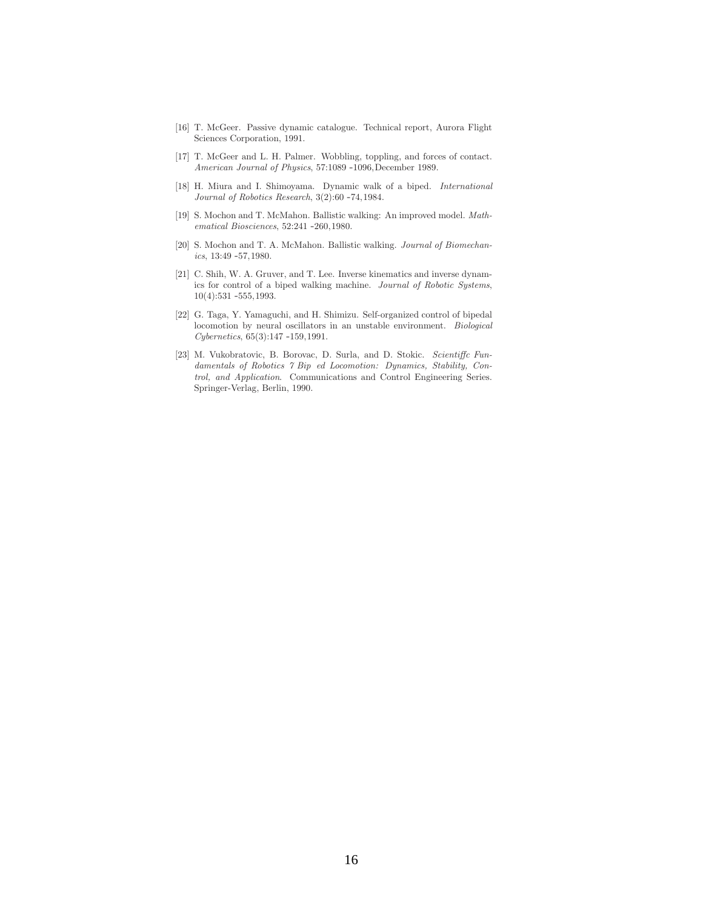[16] T. McGeer. Passive dynamic catalogue. Technical report, Aurora Flight Sciences Corporation, 1991.

[17] T. McGeer and L. H. Palmer. Wobbling, toppling, and forces of contact. *American Journal of Physics*, 57:1089 -1096,December 1989.

[18] H. Miura and I. Shimoyama. Dynamic walk of a biped. *International Journal of Robotics Research*, 3(2):60 -74,1984.

[19] S. Mochon and T. McMahon. Ballistic walking: An improved model. *Mathematical Biosciences*, 52:241 -260,1980.

[20] S. Mochon and T. A. McMahon. Ballistic walking. *Journal of Biomechanics*, 13:49 -57,1980.

[21] C. Shih, W. A. Gruver, and T. Lee. Inverse kinematics and inverse dynamics for control of a biped walking machine. *Journal of Robotic Systems*, 10(4):531 -555,1993.

[22] G. Taga, Y. Yamaguchi, and H. Shimizu. Self-organized control of bipedal locomotion by neural oscillators in an unstable environment. *Biological Cybernetics*, 65(3):147 -159,1991.

[23] M. Vukobratovic, B. Borovac, D. Surla, and D. Stokic. *Scientiffc Fundamentals of Robotics 7 Bip ed Locomotion: Dynamics, Stability, Control, and Application*. Communications and Control Engineering Series. Springer-Verlag, Berlin, 1990.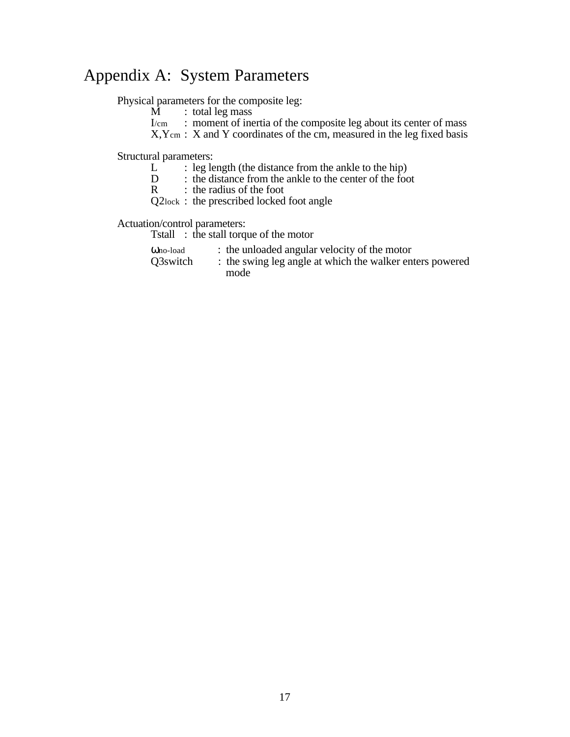# Appendix A: System Parameters

Physical parameters for the composite leg:

- $M$ : total leg mass
- $I_{/cm}$ : moment of inertia of the composite leg about its center of mass
- $X, Y_{cm}$ : X and Y coordinates of the cm, measured in the leg fixed basis

Structural parameters:

- $L$ : leg length (the distance from the ankle to the hip)
- $D$ : the distance from the ankle to the center of the foot
- $R$ : the radius of the foot
- $Q2_{lock}$ : the prescribed locked foot angle

Actuation/control parameters:

- Tstall : the stall torque of the motor
- $\omega_{no\text{-}load}$ : the unloaded angular velocity of the motor
- Q3switch : the swing leg angle at which the walker enters powered mode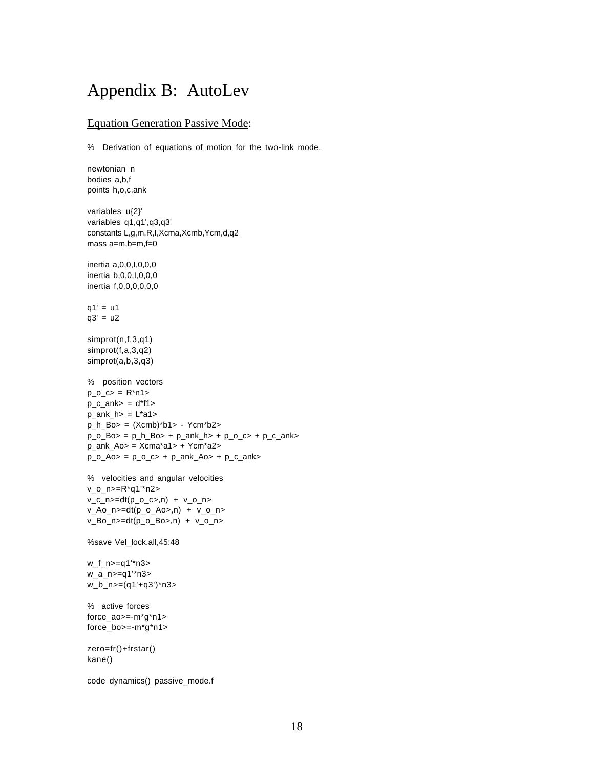# Appendix B: AutoLev

## Equation Generation Passive Mode:

```
%   Derivation of equations of motion for the two-link mode.

newtonian  n
bodies a,b,f
points h,o,c,ank

variables  u{2}'
variables  q1,q1',q3,q3'
constants L,g,m,R,I,Xcma,Xcmb,Ycm,d,q2
mass a=m,b=m,f=0

inertia a,0,0,I,0,0,0
inertia b,0,0,I,0,0,0
inertia f,0,0,0,0,0,0

q1' = u1
q3' = u2

simprot(n,f,3,q1)
simprot(f,a,3,q2)
simprot(a,b,3,q3)

%   position vectors
p_o_c> = R*n1>
p_c_ank> = d*f1>
p_ank_h> = L*a1>
p_h_Bo> = (Xcmb)*b1> - Ycm*b2>
p_o_Bo> = p_h_Bo> + p_ank_h> + p_o_c> + p_c_ank>
p_ank_Ao> = Xcma*a1> + Ycm*a2>
p_o_Ao> = p_o_c> + p_ank_Ao> + p_c_ank>

%   velocities and angular velocities
v_o_n>=R*q1'*n2>
v_c_n>=dt(p_o_c>,n)  +  v_o_n>
v_Ao_n>=dt(p_o_Ao>,n)  +  v_o_n>
v_Bo_n>=dt(p_o_Bo>,n)  +  v_o_n>

%save Vel_lock.all,45:48

w_f_n>=q1'*n3>
w_a_n>=q1'*n3>
w_b_n>=(q1'+q3')*n3>

%   active forces
force_ao>=-m*g*n1>
force_bo>=-m*g*n1>

zero=fr()+frstar()
kane()

code  dynamics()  passive_mode.f
```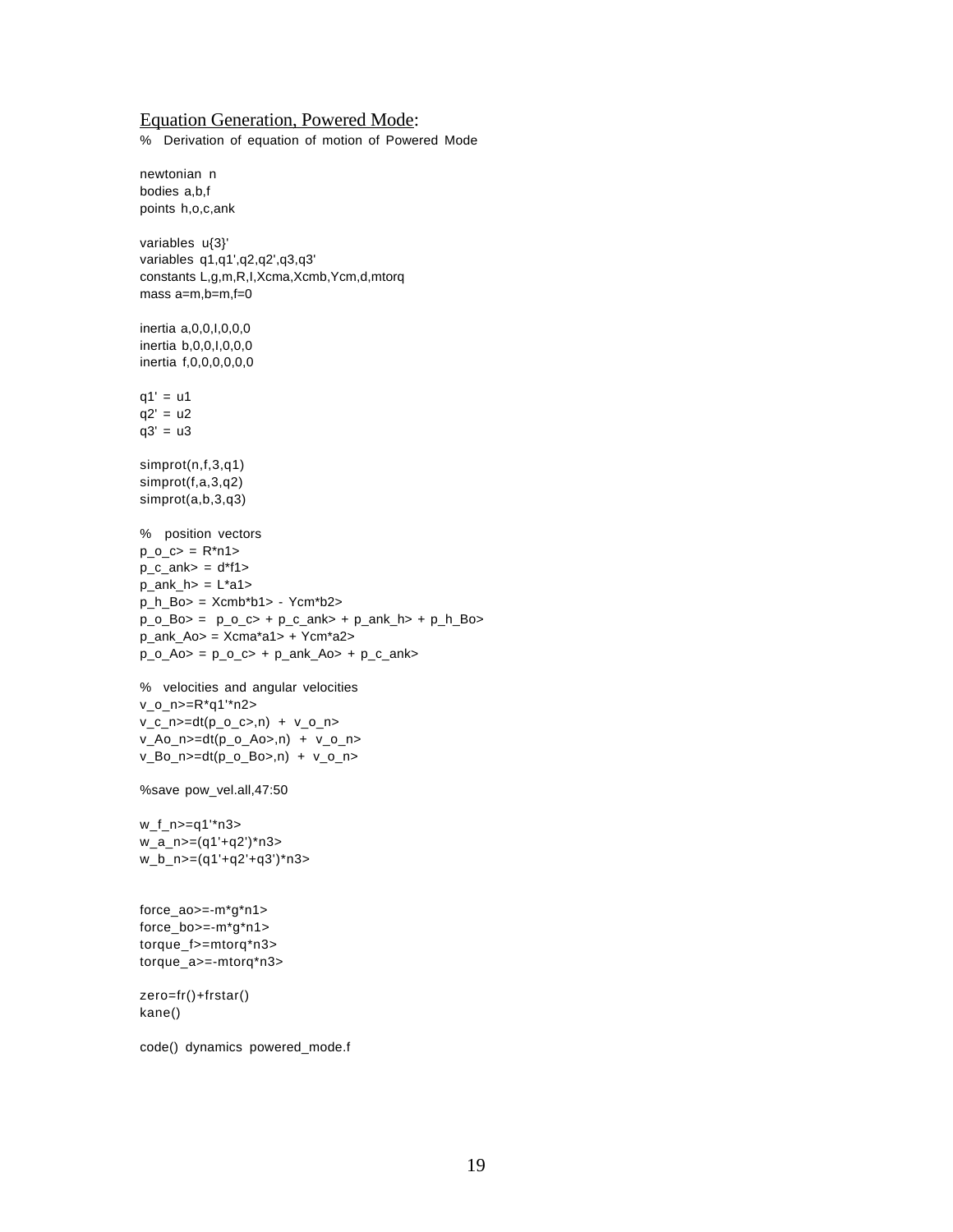Equation Generation, Powered Mode:

```
%   Derivation of equation of motion of Powered Mode

newtonian  n
bodies a,b,f
points h,o,c,ank

variables  u{3}'
variables  q1,q1',q2,q2',q3,q3'
constants L,g,m,R,I,Xcma,Xcmb,Ycm,d,mtorq
mass a=m,b=m,f=0

inertia a,0,0,I,0,0,0
inertia b,0,0,I,0,0,0
inertia f,0,0,0,0,0,0

q1' = u1
q2' = u2
q3' = u3

simprot(n,f,3,q1)
simprot(f,a,3,q2)
simprot(a,b,3,q3)

%   position vectors
p_o_c> = R*n1>
p_c_ank> = d*f1>
p_ank_h> = L*a1>
p_h_Bo> = Xcmb*b1> - Ycm*b2>
p_o_Bo> =  p_o_c> + p_c_ank> + p_ank_h> + p_h_Bo>
p_ank_Ao> = Xcma*a1> + Ycm*a2>
p_o_Ao> = p_o_c> + p_ank_Ao> + p_c_ank>

%   velocities and angular velocities
v_o_n>=R*q1'*n2>
v_c_n>=dt(p_o_c>,n)  +  v_o_n>
v_Ao_n>=dt(p_o_Ao>,n)  +  v_o_n>
v_Bo_n>=dt(p_o_Bo>,n)  +  v_o_n>

%save pow_vel.all,47:50

w_f_n>=q1'*n3>
w_a_n>=(q1'+q2')*n3>
w_b_n>=(q1'+q2'+q3')*n3>


force_ao>=-m*g*n1>
force_bo>=-m*g*n1>
torque_f>=mtorq*n3>
torque_a>=-mtorq*n3>

zero=fr()+frstar()
kane()

code() dynamics powered_mode.f
```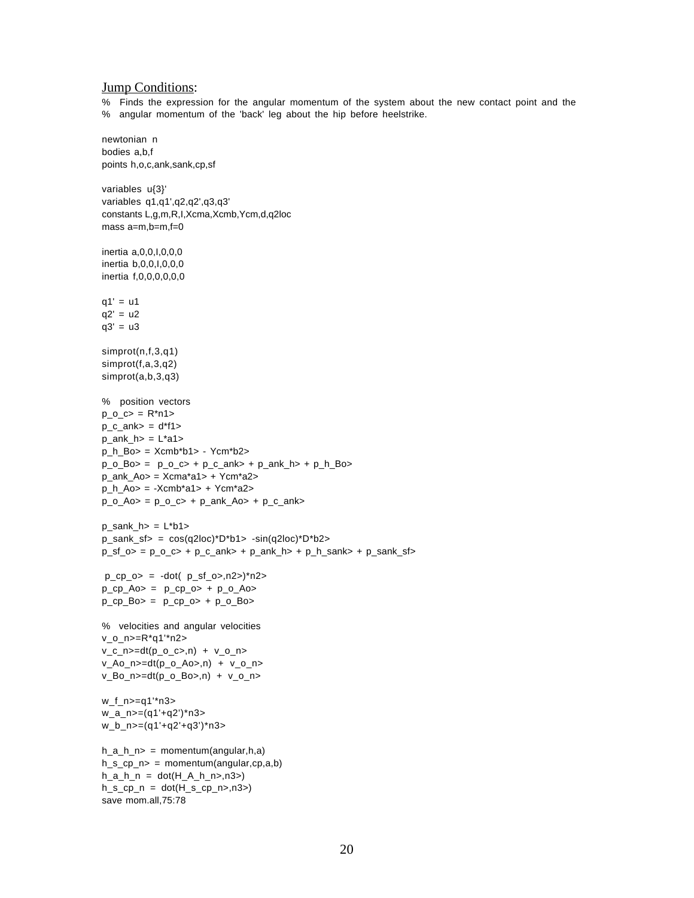Jump Conditions:

```
%   Finds the expression for the angular momentum of the system about the new contact point and the
%   angular momentum of the 'back' leg about the hip before heelstrike.

newtonian  n
bodies  a,b,f
points  h,o,c,ank,sank,cp,sf

variables  u{3}'
variables  q1,q1',q2,q2',q3,q3'
constants  L,g,m,R,I,Xcma,Xcmb,Ycm,d,q2loc
mass  a=m,b=m,f=0

inertia  a,0,0,I,0,0,0
inertia  b,0,0,I,0,0,0
inertia  f,0,0,0,0,0,0

q1'  =  u1
q2'  =  u2
q3'  =  u3

simprot(n,f,3,q1)
simprot(f,a,3,q2)
simprot(a,b,3,q3)

%   position  vectors
p_o_c>  =  R*n1>
p_c_ank>  =  d*f1>
p_ank_h>  =  L*a1>
p_h_Bo>  =  Xcmb*b1>  -  Ycm*b2>
p_o_Bo>  =   p_o_c>  +  p_c_ank>  +  p_ank_h>  +  p_h_Bo>
p_ank_Ao>  =  Xcma*a1>  +  Ycm*a2>
p_h_Ao>  =  -Xcmb*a1>  +  Ycm*a2>
p_o_Ao>  =  p_o_c>  +  p_ank_Ao>  +  p_c_ank>

p_sank_h>  =  L*b1>
p_sank_sf>  =  cos(q2loc)*D*b1>  -sin(q2loc)*D*b2>
p_sf_o>  =  p_o_c>  +  p_c_ank>  +  p_ank_h>  +  p_h_sank>  +  p_sank_sf>

 p_cp_o>  =  -dot(  p_sf_o>,n2>)*n2>
p_cp_Ao>  =   p_cp_o>  +  p_o_Ao>
p_cp_Bo>  =   p_cp_o>  +  p_o_Bo>

%   velocities  and  angular  velocities
v_o_n>=R*q1'*n2>
v_c_n>=dt(p_o_c>,n)  +  v_o_n>
v_Ao_n>=dt(p_o_Ao>,n)  +  v_o_n>
v_Bo_n>=dt(p_o_Bo>,n)  +  v_o_n>

w_f_n>=q1'*n3>
w_a_n>=(q1'+q2')*n3>
w_b_n>=(q1'+q2'+q3')*n3>

h_a_h_n>  =  momentum(angular,h,a)
h_s_cp_n>  =  momentum(angular,cp,a,b)
h_a_h_n  =  dot(H_A_h_n>,n3>)
h_s_cp_n  =  dot(H_s_cp_n>,n3>)
save  mom.all,75:78
```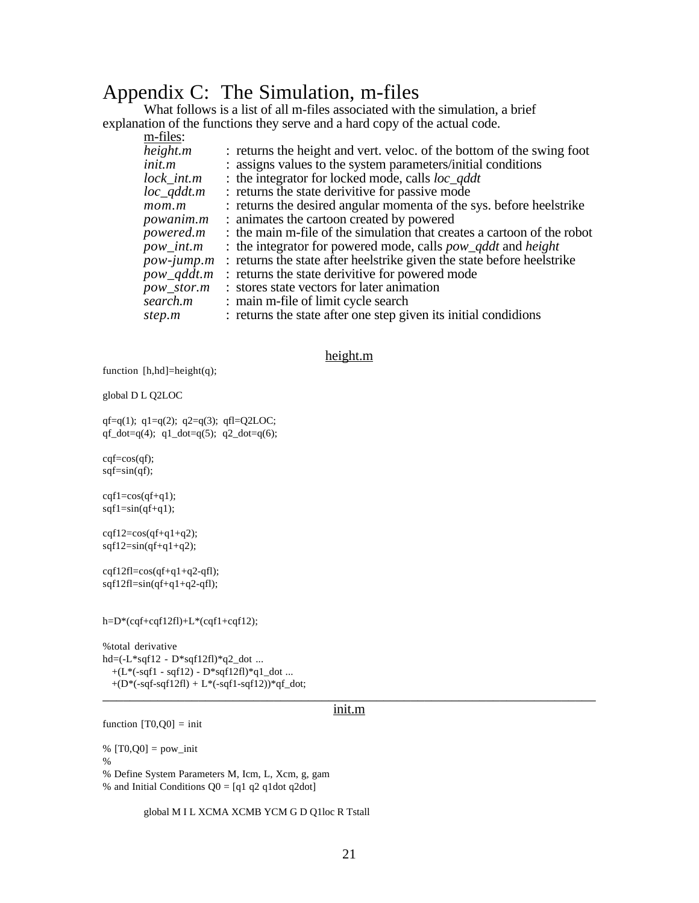# Appendix C: The Simulation, m-files

What follows is a list of all m-files associated with the simulation, a brief explanation of the functions they serve and a hard copy of the actual code.

m-files:

| | |
|---|---|
| *height.m* | : returns the height and vert. veloc. of the bottom of the swing foot |
| *init.m* | : assigns values to the system parameters/initial conditions |
| *lock_int.m* | : the integrator for locked mode, calls *loc_qddt* |
| *loc_qddt.m* | : returns the state derivitive for passive mode |
| *mom.m* | : returns the desired angular momenta of the sys. before heelstrike |
| *powanim.m* | : animates the cartoon created by powered |
| *powered.m* | : the main m-file of the simulation that creates a cartoon of the robot |
| *pow_int.m* | : the integrator for powered mode, calls *pow_qddt* and *height* |
| *pow-jump.m* | : returns the state after heelstrike given the state before heelstrike |
| *pow_qddt.m* | : returns the state derivitive for powered mode |
| *pow_stor.m* | : stores state vectors for later animation |
| *search.m* | : main m-file of limit cycle search |
| *step.m* | : returns the state after one step given its initial condidions |

## height.m

```
function [h,hd]=height(q);

global D L Q2LOC

qf=q(1);  q1=q(2);  q2=q(3);  qfl=Q2LOC;
qf_dot=q(4);  q1_dot=q(5);  q2_dot=q(6);

cqf=cos(qf);
sqf=sin(qf);

cqf1=cos(qf+q1);
sqf1=sin(qf+q1);

cqf12=cos(qf+q1+q2);
sqf12=sin(qf+q1+q2);

cqf12fl=cos(qf+q1+q2-qfl);
sqf12fl=sin(qf+q1+q2-qfl);


h=D*(cqf+cqf12fl)+L*(cqf1+cqf12);

%total derivative
hd=(-L*sqf12 - D*sqf12fl)*q2_dot ...
   +(L*(-sqf1 - sqf12) - D*sqf12fl)*q1_dot ...
   +(D*(-sqf-sqf12fl) + L*(-sqf1-sqf12))*qf_dot;
```

---

## init.m

```
function [T0,Q0] = init

% [T0,Q0] = pow_init
%
% Define System Parameters M, Icm, L, Xcm, g, gam
% and Initial Conditions Q0 = [q1 q2 q1dot q2dot]

        global M I L XCMA XCMB YCM G D Q1loc R Tstall
```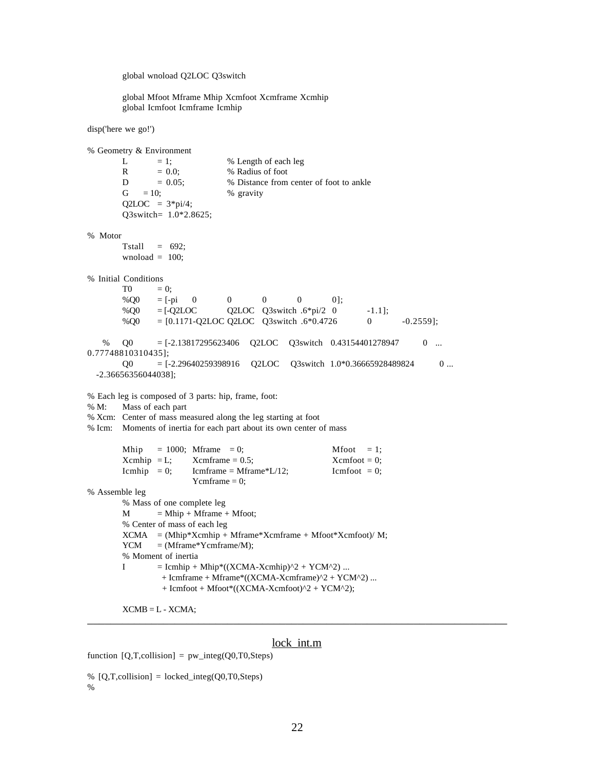```
        global wnoload Q2LOC Q3switch

        global Mfoot Mframe Mhip Xcmfoot Xcmframe Xcmhip
        global Icmfoot Icmframe Icmhip

disp('here we go!')

% Geometry & Environment
        L       = 1;            % Length of each leg
        R       = 0.0;          % Radius of foot
        D       = 0.05;         % Distance from center of foot to ankle
        G    = 10;              % gravity
        Q2LOC   = 3*pi/4;
        Q3switch=  1.0*2.8625;

%  Motor
        Tstall    =   692;
        wnoload  =  100;

%  Initial  Conditions
        T0      = 0;
        %Q0     = [-pi    0         0         0         0         0];
        %Q0     = [-Q2LOC         Q2LOC   Q3switch  .6*pi/2  0         -1.1];
        %Q0     = [0.1171-Q2LOC Q2LOC   Q3switch  .6*0.4726         0         -0.2559];

   %    Q0      = [-2.13817295623406    Q2LOC    Q3switch   0.43154401278947        0  ...
0.77748810310435];
        Q0      = [-2.29640259398916    Q2LOC    Q3switch  1.0*0.36665928489824         0 ...
  -2.36656356044038];

% Each leg is composed of 3 parts: hip, frame, foot:
% M:    Mass of each part
% Xcm:  Center of mass measured along the leg starting at foot
% Icm:  Moments of inertia for each part about its own center of mass

        Mhip    = 1000;  Mframe   = 0;                  Mfoot    = 1;
        Xcmhip  = L;     Xcmframe = 0.5;                Xcmfoot = 0;
        Icmhip   = 0;    Icmframe = Mframe*L/12;        Icmfoot  = 0;
                         Ycmframe = 0;
% Assemble leg
        % Mass of one complete leg
        M       = Mhip + Mframe + Mfoot;
        % Center of mass of each leg
        XCMA    = (Mhip*Xcmhip + Mframe*Xcmframe + Mfoot*Xcmfoot)/ M;
        YCM     = (Mframe*Ycmframe/M);
        % Moment of inertia
        I       = Icmhip + Mhip*((XCMA-Xcmhip)^2 + YCM^2) ...
                  + Icmframe + Mframe*((XCMA-Xcmframe)^2 + YCM^2) ...
                  + Icmfoot + Mfoot*((XCMA-Xcmfoot)^2 + YCM^2);

        XCMB = L - XCMA;
```

---

## lock_int.m

```
function  [Q,T,collision]  =  pw_integ(Q0,T0,Steps)

%  [Q,T,collision]  =  locked_integ(Q0,T0,Steps)
%
```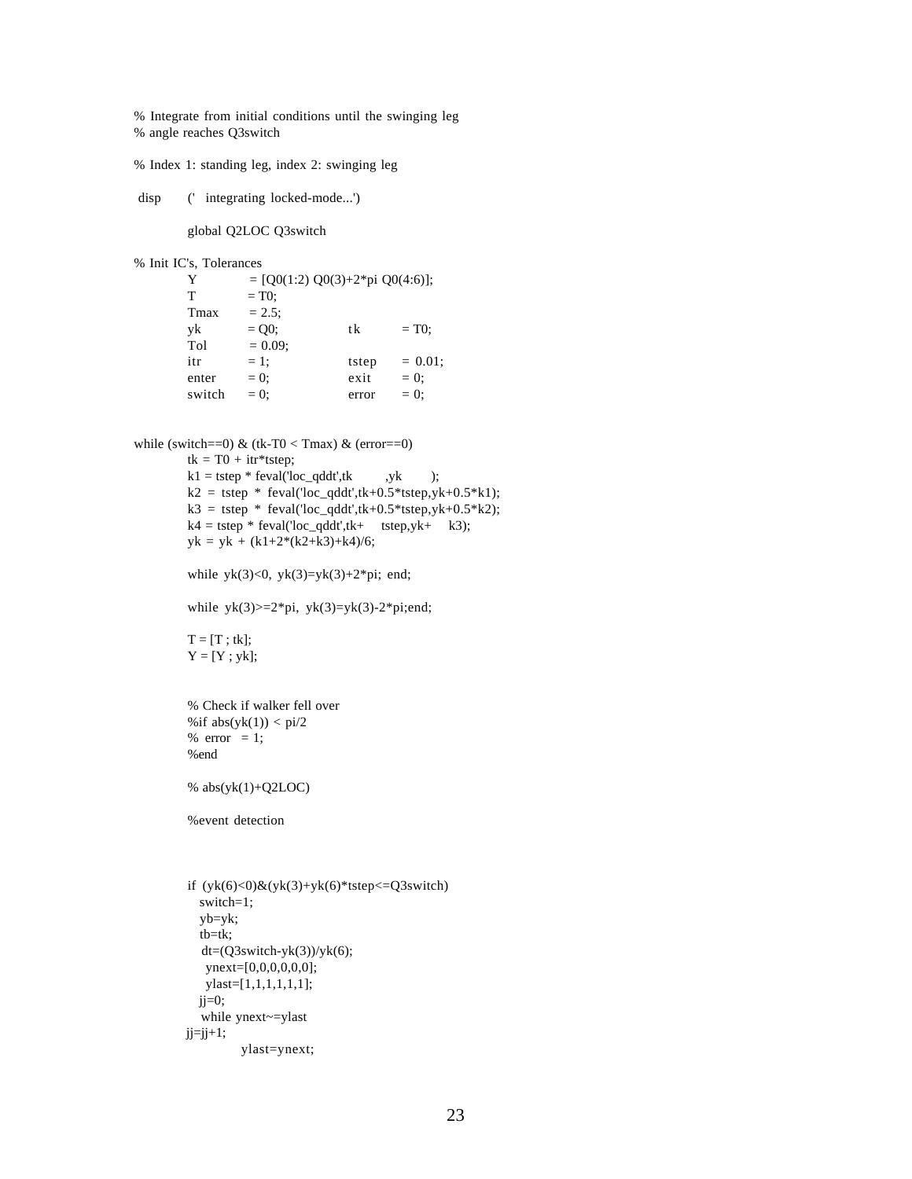```
% Integrate from initial conditions until the swinging leg
% angle reaches Q3switch

% Index 1: standing leg, index 2: swinging leg

 disp      ('   integrating locked-mode...')

          global Q2LOC Q3switch

% Init IC's, Tolerances
          Y         = [Q0(1:2) Q0(3)+2*pi Q0(4:6)];
          T         = T0;
          Tmax      = 2.5;
          yk        = Q0;           tk      = T0;
          Tol       = 0.09;
          itr       = 1;            tstep   = 0.01;
          enter     = 0;            exit    = 0;
          switch    = 0;            error   = 0;


while (switch==0) & (tk-T0 < Tmax) & (error==0)
          tk = T0 + itr*tstep;
          k1 = tstep * feval('loc_qddt',tk         ,yk        );
          k2 = tstep * feval('loc_qddt',tk+0.5*tstep,yk+0.5*k1);
          k3 = tstep * feval('loc_qddt',tk+0.5*tstep,yk+0.5*k2);
          k4 = tstep * feval('loc_qddt',tk+    tstep,yk+    k3);
          yk = yk + (k1+2*(k2+k3)+k4)/6;

          while yk(3)<0, yk(3)=yk(3)+2*pi; end;

          while yk(3)>=2*pi, yk(3)=yk(3)-2*pi;end;

          T = [T ; tk];
          Y = [Y ; yk];


          % Check if walker fell over
          %if abs(yk(1)) < pi/2
          % error  = 1;
          %end

          % abs(yk(1)+Q2LOC)

          %event detection



          if (yk(6)<0)&(yk(3)+yk(6)*tstep<=Q3switch)
             switch=1;
             yb=yk;
             tb=tk;
              dt=(Q3switch-yk(3))/yk(6);
               ynext=[0,0,0,0,0,0];
               ylast=[1,1,1,1,1,1];
             jj=0;
              while ynext~=ylast
          jj=jj+1;
                    ylast=ynext;
```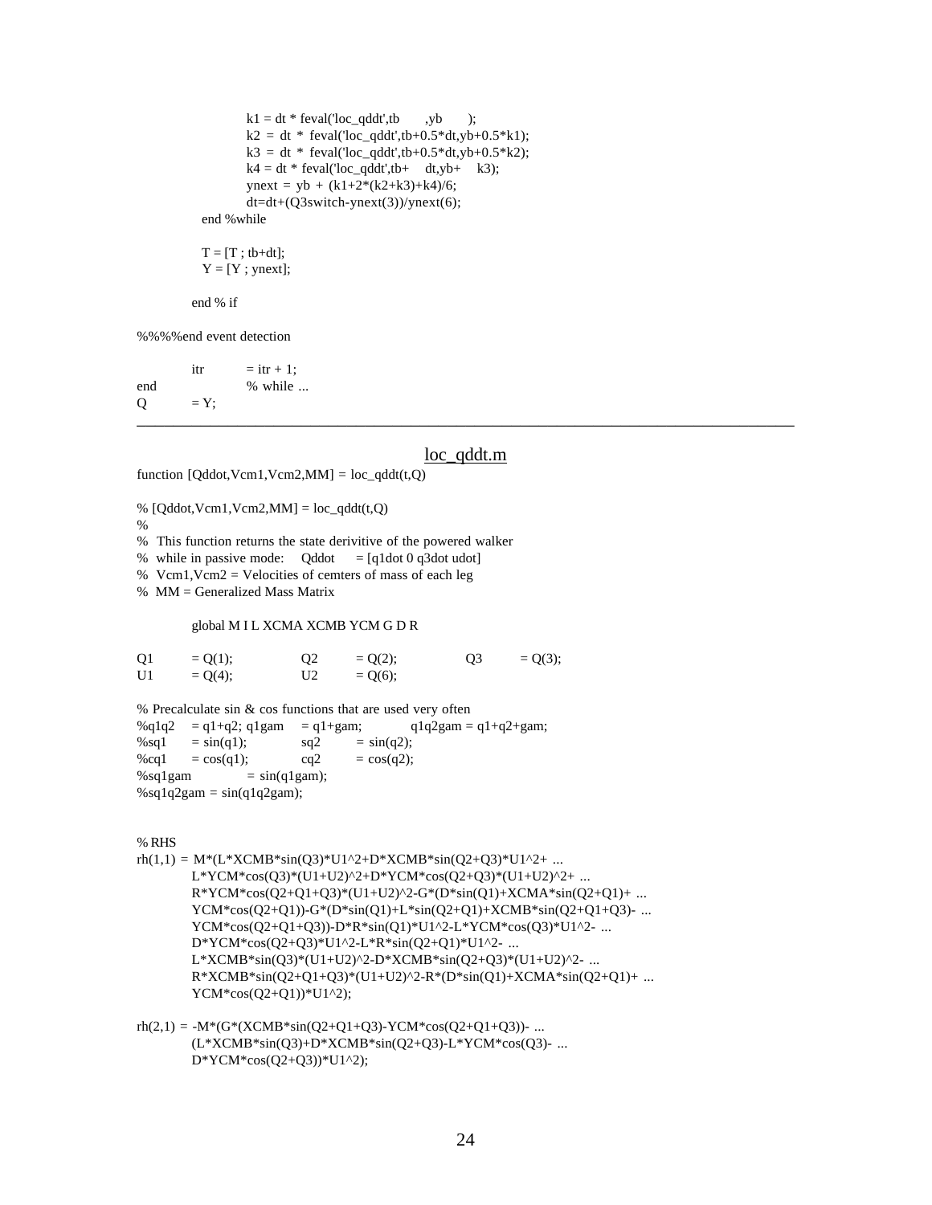```
            k1 = dt * feval('loc_qddt',tb       ,yb       );
            k2 = dt * feval('loc_qddt',tb+0.5*dt,yb+0.5*k1);
            k3 = dt * feval('loc_qddt',tb+0.5*dt,yb+0.5*k2);
            k4 = dt * feval('loc_qddt',tb+    dt,yb+    k3);
            ynext = yb + (k1+2*(k2+k3)+k4)/6;
            dt=dt+(Q3switch-ynext(3))/ynext(6);
      end %while

      T = [T ; tb+dt];
      Y = [Y ; ynext];

    end % if

%%%%end event detection

    itr       = itr + 1;
end           % while ...
Q       = Y;
```

---

## loc_qddt.m

```
function [Qddot,Vcm1,Vcm2,MM] = loc_qddt(t,Q)

% [Qddot,Vcm1,Vcm2,MM] = loc_qddt(t,Q)
%
%  This function returns the state derivitive of the powered walker
%  while in passive mode:    Qddot     = [q1dot 0 q3dot udot]
%  Vcm1,Vcm2 = Velocities of cemters of mass of each leg
%  MM = Generalized Mass Matrix

    global M I L XCMA XCMB YCM G D R

Q1      = Q(1);          Q2      = Q(2);          Q3      = Q(3);
U1      = Q(4);          U2      = Q(6);

% Precalculate sin & cos functions that are used very often
%q1q2    = q1+q2; q1gam    = q1+gam;         q1q2gam = q1+q2+gam;
%sq1     = sin(q1);          sq2      = sin(q2);
%cq1     = cos(q1);          cq2      = cos(q2);
%sq1gam            = sin(q1gam);
%sq1q2gam = sin(q1q2gam);


% RHS
rh(1,1) = M*(L*XCMB*sin(Q3)*U1^2+D*XCMB*sin(Q2+Q3)*U1^2+ ...
    L*YCM*cos(Q3)*(U1+U2)^2+D*YCM*cos(Q2+Q3)*(U1+U2)^2+ ...
    R*YCM*cos(Q2+Q1+Q3)*(U1+U2)^2-G*(D*sin(Q1)+XCMA*sin(Q2+Q1)+ ...
    YCM*cos(Q2+Q1))-G*(D*sin(Q1)+L*sin(Q2+Q1)+XCMB*sin(Q2+Q1+Q3)- ...
    YCM*cos(Q2+Q1+Q3))-D*R*sin(Q1)*U1^2-L*YCM*cos(Q3)*U1^2- ...
    D*YCM*cos(Q2+Q3)*U1^2-L*R*sin(Q2+Q1)*U1^2- ...
    L*XCMB*sin(Q3)*(U1+U2)^2-D*XCMB*sin(Q2+Q3)*(U1+U2)^2- ...
    R*XCMB*sin(Q2+Q1+Q3)*(U1+U2)^2-R*(D*sin(Q1)+XCMA*sin(Q2+Q1)+ ...
    YCM*cos(Q2+Q1))*U1^2);

rh(2,1) = -M*(G*(XCMB*sin(Q2+Q1+Q3)-YCM*cos(Q2+Q1+Q3))- ...
    (L*XCMB*sin(Q3)+D*XCMB*sin(Q2+Q3)-L*YCM*cos(Q3)- ...
    D*YCM*cos(Q2+Q3))*U1^2);
```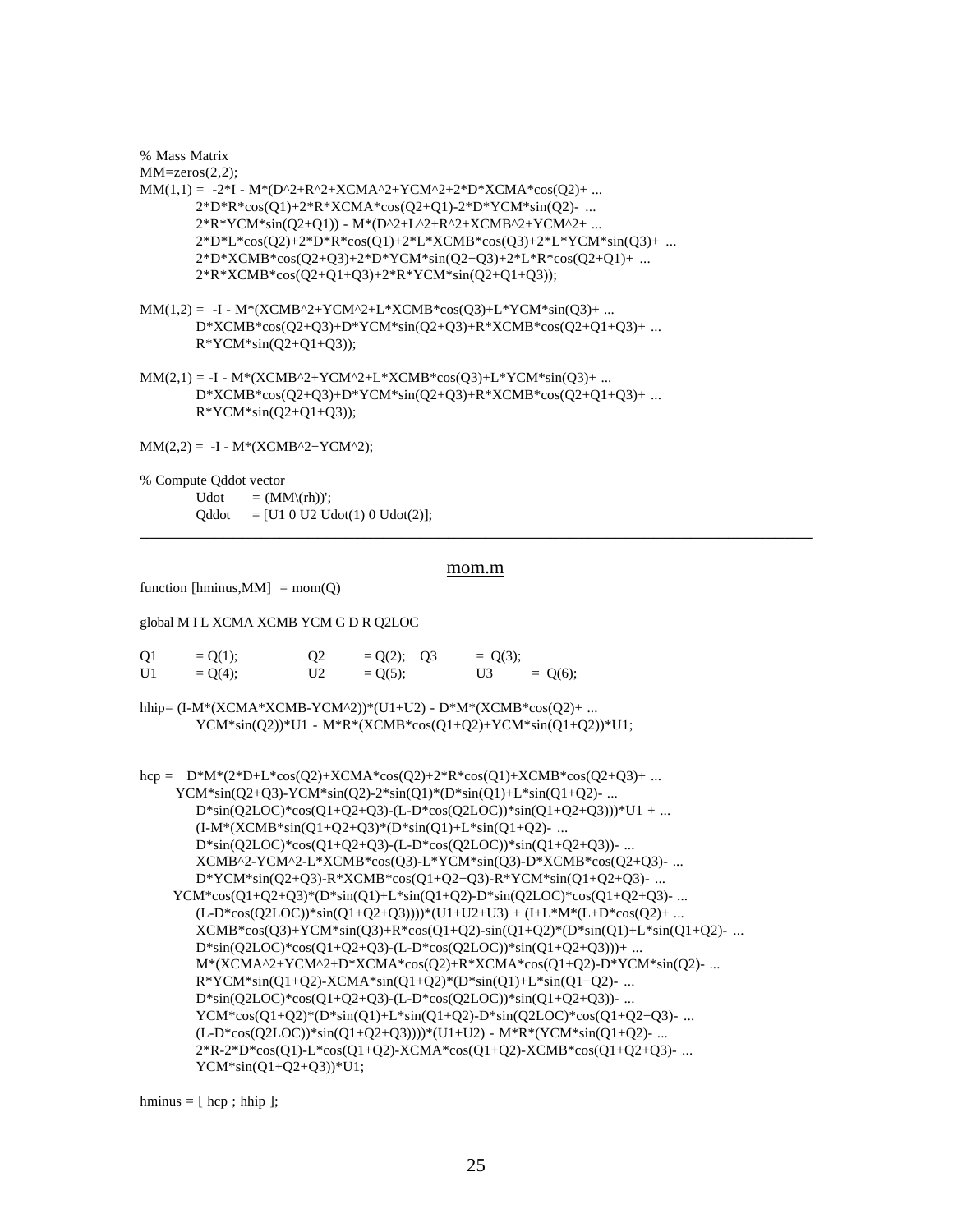```
% Mass Matrix
MM=zeros(2,2);
MM(1,1) =  -2*I - M*(D^2+R^2+XCMA^2+YCM^2+2*D*XCMA*cos(Q2)+ ...
           2*D*R*cos(Q1)+2*R*XCMA*cos(Q2+Q1)-2*D*YCM*sin(Q2)- ...
           2*R*YCM*sin(Q2+Q1)) - M*(D^2+L^2+R^2+XCMB^2+YCM^2+ ...
           2*D*L*cos(Q2)+2*D*R*cos(Q1)+2*L*XCMB*cos(Q3)+2*L*YCM*sin(Q3)+ ...
           2*D*XCMB*cos(Q2+Q3)+2*D*YCM*sin(Q2+Q3)+2*L*R*cos(Q2+Q1)+ ...
           2*R*XCMB*cos(Q2+Q1+Q3)+2*R*YCM*sin(Q2+Q1+Q3));

MM(1,2) =  -I - M*(XCMB^2+YCM^2+L*XCMB*cos(Q3)+L*YCM*sin(Q3)+ ...
           D*XCMB*cos(Q2+Q3)+D*YCM*sin(Q2+Q3)+R*XCMB*cos(Q2+Q1+Q3)+ ...
           R*YCM*sin(Q2+Q1+Q3));

MM(2,1) = -I - M*(XCMB^2+YCM^2+L*XCMB*cos(Q3)+L*YCM*sin(Q3)+ ...
           D*XCMB*cos(Q2+Q3)+D*YCM*sin(Q2+Q3)+R*XCMB*cos(Q2+Q1+Q3)+ ...
           R*YCM*sin(Q2+Q1+Q3));

MM(2,2) =  -I - M*(XCMB^2+YCM^2);

% Compute Qddot vector
           Udot      = (MM\(rh))';
           Qddot     = [U1 0 U2 Udot(1) 0 Udot(2)];
```

---

## mom.m

```
function [hminus,MM]  = mom(Q)

global M I L XCMA XCMB YCM G D R Q2LOC

Q1        = Q(1);          Q2        = Q(2);    Q3          = Q(3);
U1        = Q(4);          U2        = Q(5);               U3        = Q(6);

hhip= (I-M*(XCMA*XCMB-YCM^2))*(U1+U2) - D*M*(XCMB*cos(Q2)+ ...
           YCM*sin(Q2))*U1 - M*R*(XCMB*cos(Q1+Q2)+YCM*sin(Q1+Q2))*U1;


hcp =    D*M*(2*D+L*cos(Q2)+XCMA*cos(Q2)+2*R*cos(Q1)+XCMB*cos(Q2+Q3)+ ...
        YCM*sin(Q2+Q3)-YCM*sin(Q2)-2*sin(Q1)*(D*sin(Q1)+L*sin(Q1+Q2)- ...
           D*sin(Q2LOC)*cos(Q1+Q2+Q3)-(L-D*cos(Q2LOC))*sin(Q1+Q2+Q3)))*U1 + ...
           (I-M*(XCMB*sin(Q1+Q2+Q3)*(D*sin(Q1)+L*sin(Q1+Q2)- ...
           D*sin(Q2LOC)*cos(Q1+Q2+Q3)-(L-D*cos(Q2LOC))*sin(Q1+Q2+Q3))- ...
           XCMB^2-YCM^2-L*XCMB*cos(Q3)-L*YCM*sin(Q3)-D*XCMB*cos(Q2+Q3)- ...
           D*YCM*sin(Q2+Q3)-R*XCMB*cos(Q1+Q2+Q3)-R*YCM*sin(Q1+Q2+Q3)- ...
       YCM*cos(Q1+Q2+Q3)*(D*sin(Q1)+L*sin(Q1+Q2)-D*sin(Q2LOC)*cos(Q1+Q2+Q3)- ...
           (L-D*cos(Q2LOC))*sin(Q1+Q2+Q3))))*(U1+U2+U3) + (I+L*M*(L+D*cos(Q2)+ ...
           XCMB*cos(Q3)+YCM*sin(Q3)+R*cos(Q1+Q2)-sin(Q1+Q2)*(D*sin(Q1)+L*sin(Q1+Q2)- ...
           D*sin(Q2LOC)*cos(Q1+Q2+Q3)-(L-D*cos(Q2LOC))*sin(Q1+Q2+Q3)))+ ...
           M*(XCMA^2+YCM^2+D*XCMA*cos(Q2)+R*XCMA*cos(Q1+Q2)-D*YCM*sin(Q2)- ...
           R*YCM*sin(Q1+Q2)-XCMA*sin(Q1+Q2)*(D*sin(Q1)+L*sin(Q1+Q2)- ...
           D*sin(Q2LOC)*cos(Q1+Q2+Q3)-(L-D*cos(Q2LOC))*sin(Q1+Q2+Q3))- ...
           YCM*cos(Q1+Q2)*(D*sin(Q1)+L*sin(Q1+Q2)-D*sin(Q2LOC)*cos(Q1+Q2+Q3)- ...
           (L-D*cos(Q2LOC))*sin(Q1+Q2+Q3))))*(U1+U2) - M*R*(YCM*sin(Q1+Q2)- ...
           2*R-2*D*cos(Q1)-L*cos(Q1+Q2)-XCMA*cos(Q1+Q2)-XCMB*cos(Q1+Q2+Q3)- ...
           YCM*sin(Q1+Q2+Q3))*U1;

hminus = [ hcp ; hhip ];
```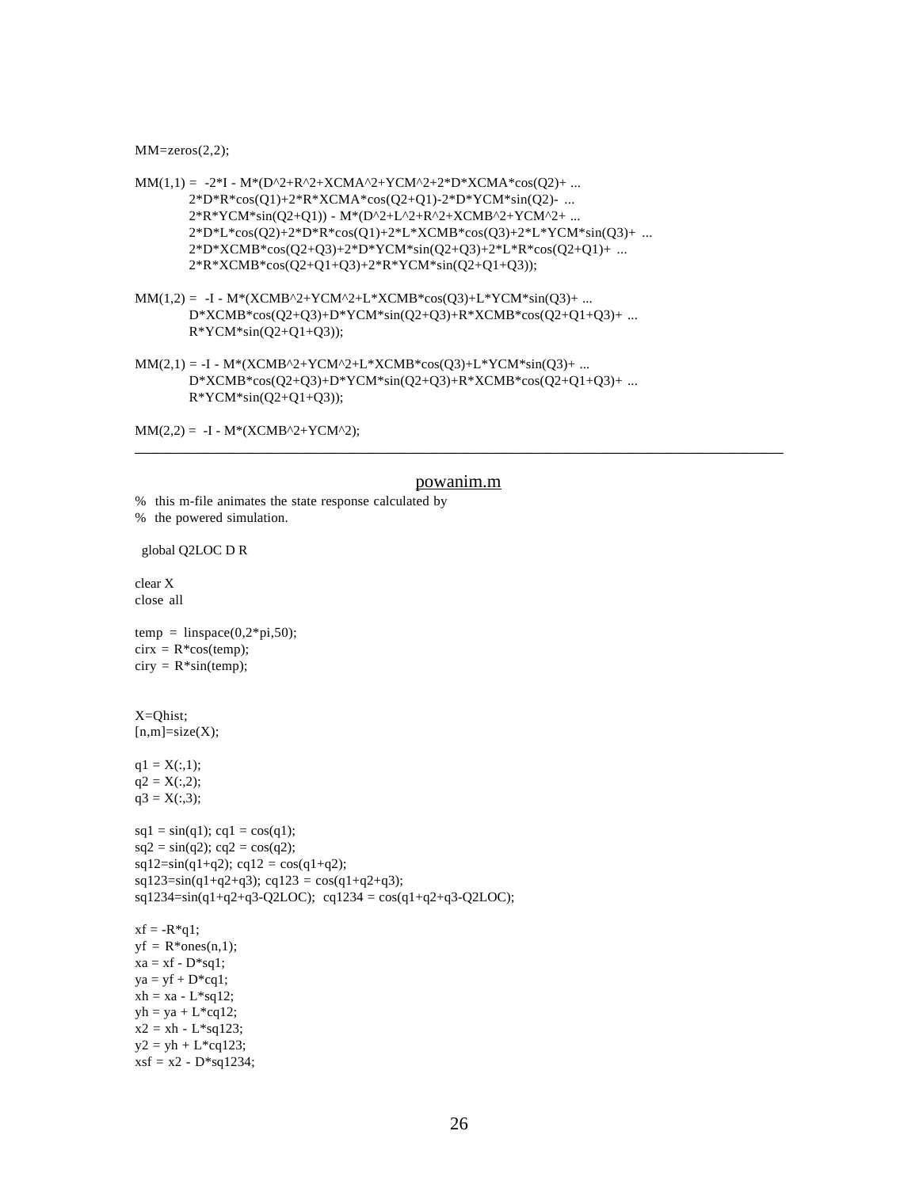```
MM=zeros(2,2);

MM(1,1) =  -2*I - M*(D^2+R^2+XCMA^2+YCM^2+2*D*XCMA*cos(Q2)+ ...
            2*D*R*cos(Q1)+2*R*XCMA*cos(Q2+Q1)-2*D*YCM*sin(Q2)-  ...
            2*R*YCM*sin(Q2+Q1)) - M*(D^2+L^2+R^2+XCMB^2+YCM^2+ ...
            2*D*L*cos(Q2)+2*D*R*cos(Q1)+2*L*XCMB*cos(Q3)+2*L*YCM*sin(Q3)+  ...
            2*D*XCMB*cos(Q2+Q3)+2*D*YCM*sin(Q2+Q3)+2*L*R*cos(Q2+Q1)+ ...
            2*R*XCMB*cos(Q2+Q1+Q3)+2*R*YCM*sin(Q2+Q1+Q3));

MM(1,2) =  -I - M*(XCMB^2+YCM^2+L*XCMB*cos(Q3)+L*YCM*sin(Q3)+ ...
            D*XCMB*cos(Q2+Q3)+D*YCM*sin(Q2+Q3)+R*XCMB*cos(Q2+Q1+Q3)+ ...
            R*YCM*sin(Q2+Q1+Q3));

MM(2,1) = -I - M*(XCMB^2+YCM^2+L*XCMB*cos(Q3)+L*YCM*sin(Q3)+ ...
            D*XCMB*cos(Q2+Q3)+D*YCM*sin(Q2+Q3)+R*XCMB*cos(Q2+Q1+Q3)+ ...
            R*YCM*sin(Q2+Q1+Q3));

MM(2,2) =  -I - M*(XCMB^2+YCM^2);
```

---

## powanim.m

```
%  this m-file animates the state response calculated by
%  the powered simulation.

  global Q2LOC D R

clear X
close  all

temp  =  linspace(0,2*pi,50);
cirx = R*cos(temp);
ciry  = R*sin(temp);


X=Qhist;
[n,m]=size(X);

q1 = X(:,1);
q2 = X(:,2);
q3 = X(:,3);

sq1 = sin(q1); cq1 = cos(q1);
sq2 = sin(q2); cq2 = cos(q2);
sq12=sin(q1+q2); cq12 = cos(q1+q2);
sq123=sin(q1+q2+q3); cq123 = cos(q1+q2+q3);
sq1234=sin(q1+q2+q3-Q2LOC);  cq1234 = cos(q1+q2+q3-Q2LOC);

xf = -R*q1;
yf  = R*ones(n,1);
xa = xf - D*sq1;
ya = yf + D*cq1;
xh = xa - L*sq12;
yh = ya + L*cq12;
x2 = xh - L*sq123;
y2 = yh + L*cq123;
xsf = x2 - D*sq1234;
```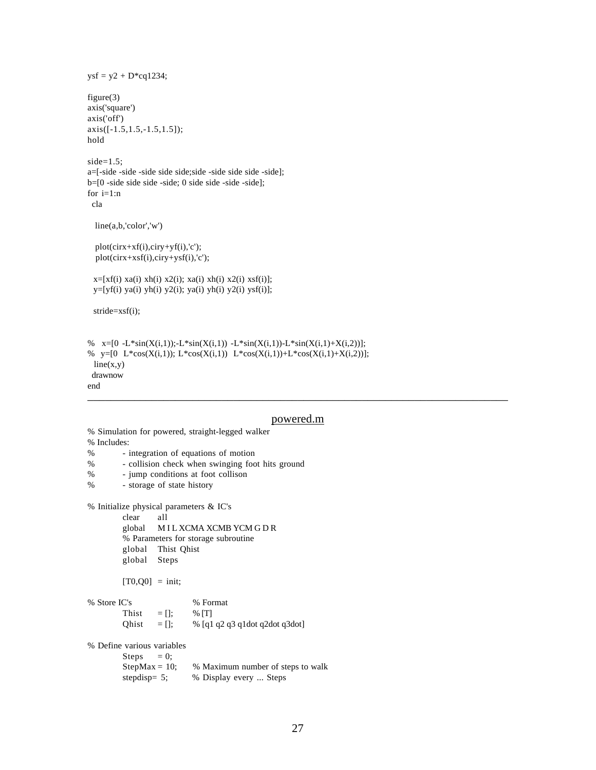```
ysf = y2 + D*cq1234;

figure(3)
axis('square')
axis('off')
axis([-1.5,1.5,-1.5,1.5]);
hold

side=1.5;
a=[-side -side -side side side;side -side side side -side];
b=[0 -side side side -side; 0 side side -side -side];
for i=1:n
  cla

   line(a,b,'color','w')

   plot(cirx+xf(i),ciry+yf(i),'c');
   plot(cirx+xsf(i),ciry+ysf(i),'c');

  x=[xf(i) xa(i) xh(i) x2(i); xa(i) xh(i) x2(i) xsf(i)];
  y=[yf(i) ya(i) yh(i) y2(i); ya(i) yh(i) y2(i) ysf(i)];

  stride=xsf(i);


%   x=[0 -L*sin(X(i,1));-L*sin(X(i,1)) -L*sin(X(i,1))-L*sin(X(i,1)+X(i,2))];
%   y=[0  L*cos(X(i,1)); L*cos(X(i,1))  L*cos(X(i,1))+L*cos(X(i,1)+X(i,2))];
  line(x,y)
 drawnow
end
```

---

## powered.m

```
% Simulation for powered, straight-legged walker
% Includes:
%          - integration of equations of motion
%          - collision check when swinging foot hits ground
%          - jump conditions at foot collison
%          - storage of state history

% Initialize physical parameters & IC's
          clear     all
          global    M I L XCMA XCMB YCM G D R
          % Parameters for storage subroutine
          global    Thist Qhist
          global    Steps

          [T0,Q0]  = init;

% Store IC's                    % Format
          Thist     = [];       % [T]
          Qhist     = [];       % [q1 q2 q3 q1dot q2dot q3dot]

% Define various variables
          Steps     = 0;
          StepMax = 10;         % Maximum number of steps to walk
          stepdisp= 5;          % Display every ... Steps
```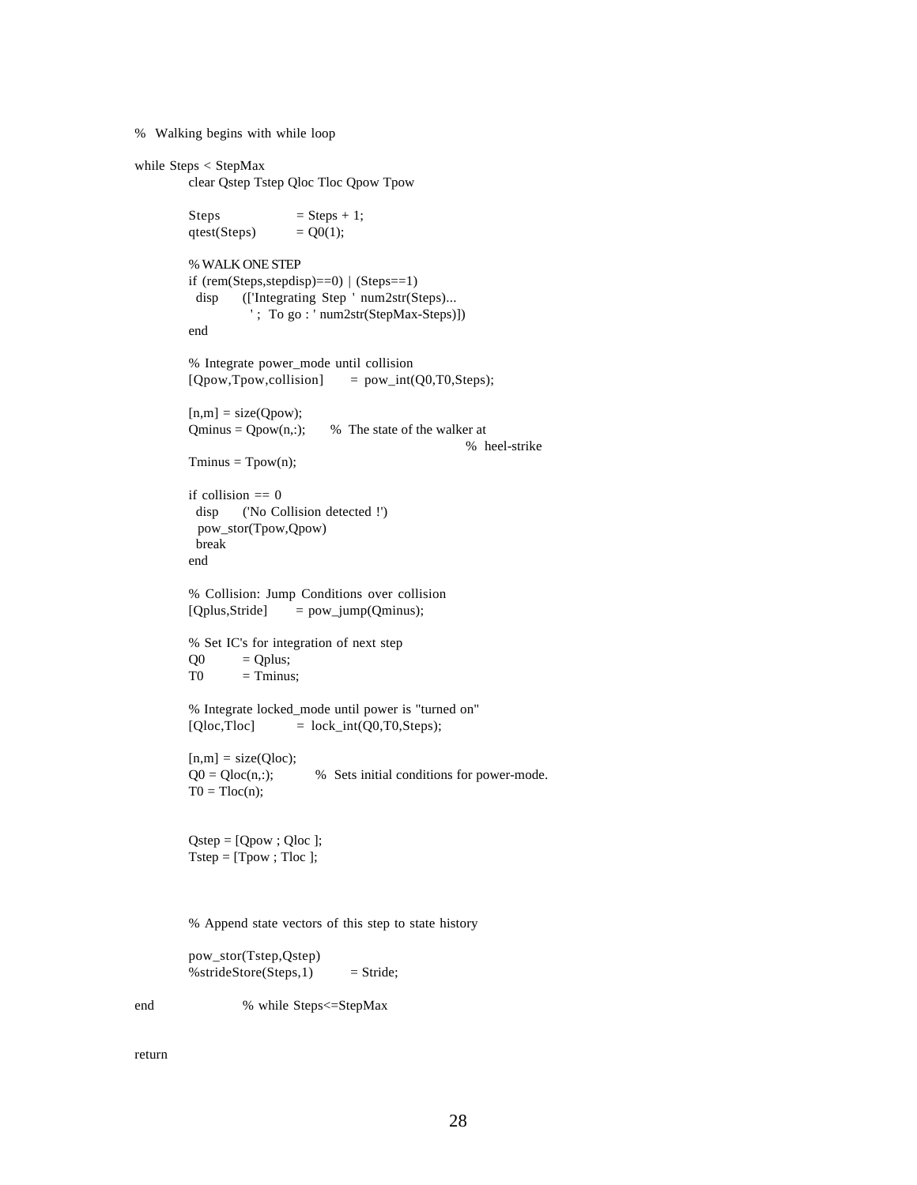```
%  Walking begins with while loop

while Steps < StepMax
        clear Qstep Tstep Qloc Tloc Qpow Tpow

        Steps              = Steps + 1;
        qtest(Steps)       = Q0(1);

        % WALK ONE STEP
        if (rem(Steps,stepdisp)==0) | (Steps==1)
          disp     (['Integrating Step ' num2str(Steps)...
                   ' ;  To go : ' num2str(StepMax-Steps)])
        end

        % Integrate power_mode until collision
        [Qpow,Tpow,collision]     =  pow_int(Q0,T0,Steps);

        [n,m] = size(Qpow);
        Qminus = Qpow(n,:);      %  The state of the walker at
                                                         %  heel-strike
        Tminus = Tpow(n);

        if collision == 0
          disp     ('No Collision detected !')
          pow_stor(Tpow,Qpow)
          break
        end

        % Collision: Jump Conditions over collision
        [Qplus,Stride]     = pow_jump(Qminus);

        % Set IC's for integration of next step
        Q0        = Qplus;
        T0        = Tminus;

        % Integrate locked_mode until power is "turned on"
        [Qloc,Tloc]        =  lock_int(Q0,T0,Steps);

        [n,m] = size(Qloc);
        Q0 = Qloc(n,:);          %  Sets initial conditions for power-mode.
        T0 = Tloc(n);


        Qstep = [Qpow ; Qloc ];
        Tstep = [Tpow ; Tloc ];



        % Append state vectors of this step to state history

        pow_stor(Tstep,Qstep)
        %strideStore(Steps,1)        = Stride;

end                 % while Steps<=StepMax


return
```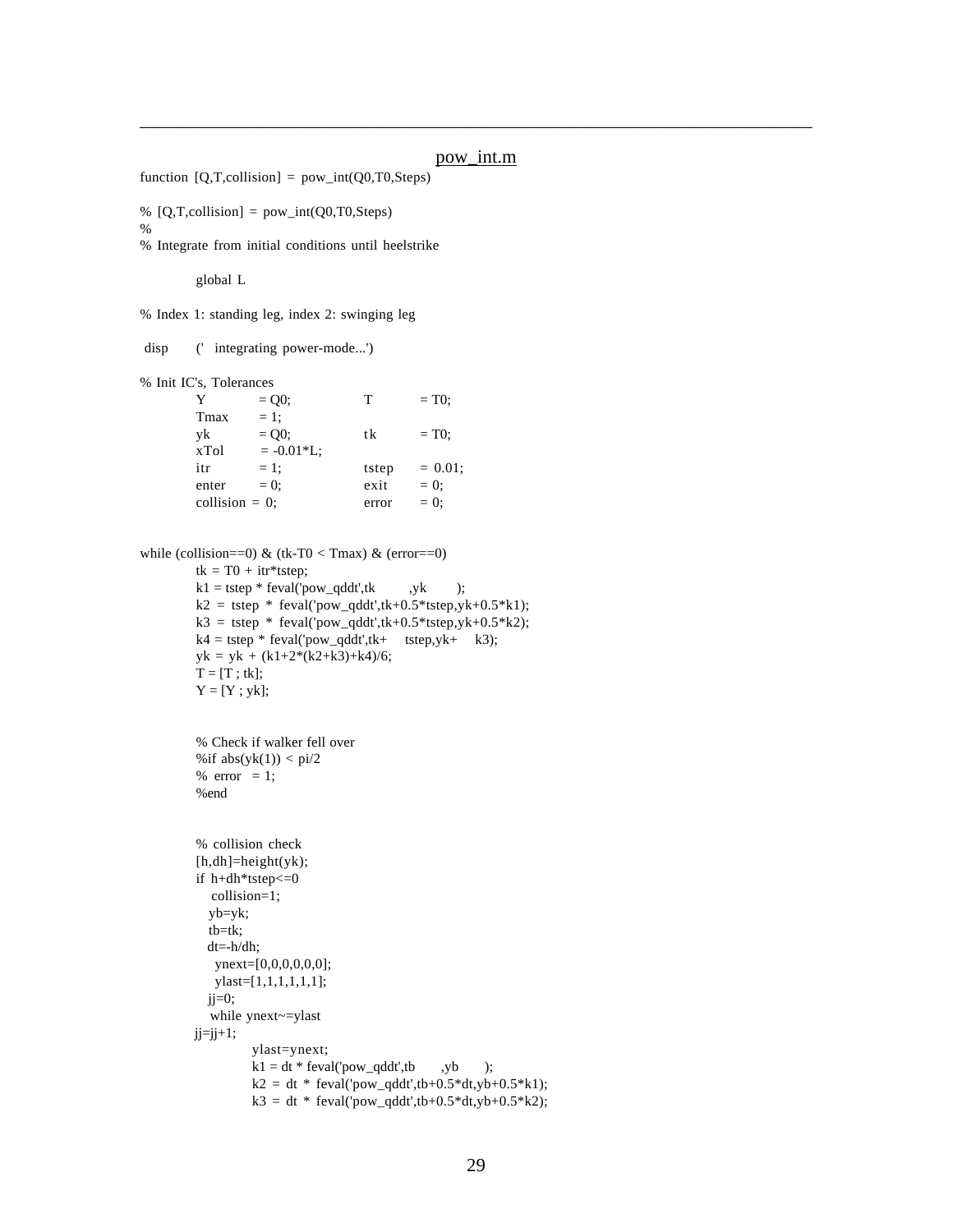## pow_int.m

```
function [Q,T,collision] = pow_int(Q0,T0,Steps)

% [Q,T,collision] = pow_int(Q0,T0,Steps)
%
% Integrate from initial conditions until heelstrike

        global L

% Index 1: standing leg, index 2: swinging leg

 disp    ('  integrating power-mode...')

% Init IC's, Tolerances
        Y         = Q0;          T       = T0;
        Tmax      = 1;
        yk        = Q0;          tk      = T0;
        xTol      = -0.01*L;
        itr       = 1;           tstep   = 0.01;
        enter     = 0;           exit    = 0;
        collision = 0;           error   = 0;


while (collision==0) & (tk-T0 < Tmax) & (error==0)
        tk = T0 + itr*tstep;
        k1 = tstep * feval('pow_qddt',tk       ,yk       );
        k2 = tstep * feval('pow_qddt',tk+0.5*tstep,yk+0.5*k1);
        k3 = tstep * feval('pow_qddt',tk+0.5*tstep,yk+0.5*k2);
        k4 = tstep * feval('pow_qddt',tk+    tstep,yk+    k3);
        yk = yk + (k1+2*(k2+k3)+k4)/6;
        T = [T ; tk];
        Y = [Y ; yk];


        % Check if walker fell over
        %if abs(yk(1)) < pi/2
        % error  = 1;
        %end


        % collision check
        [h,dh]=height(yk);
        if h+dh*tstep<=0
           collision=1;
          yb=yk;
          tb=tk;
          dt=-h/dh;
           ynext=[0,0,0,0,0,0];
           ylast=[1,1,1,1,1,1];
          jj=0;
          while ynext~=ylast
        jj=jj+1;
                ylast=ynext;
                k1 = dt * feval('pow_qddt',tb     ,yb     );
                k2 = dt * feval('pow_qddt',tb+0.5*dt,yb+0.5*k1);
                k3 = dt * feval('pow_qddt',tb+0.5*dt,yb+0.5*k2);
```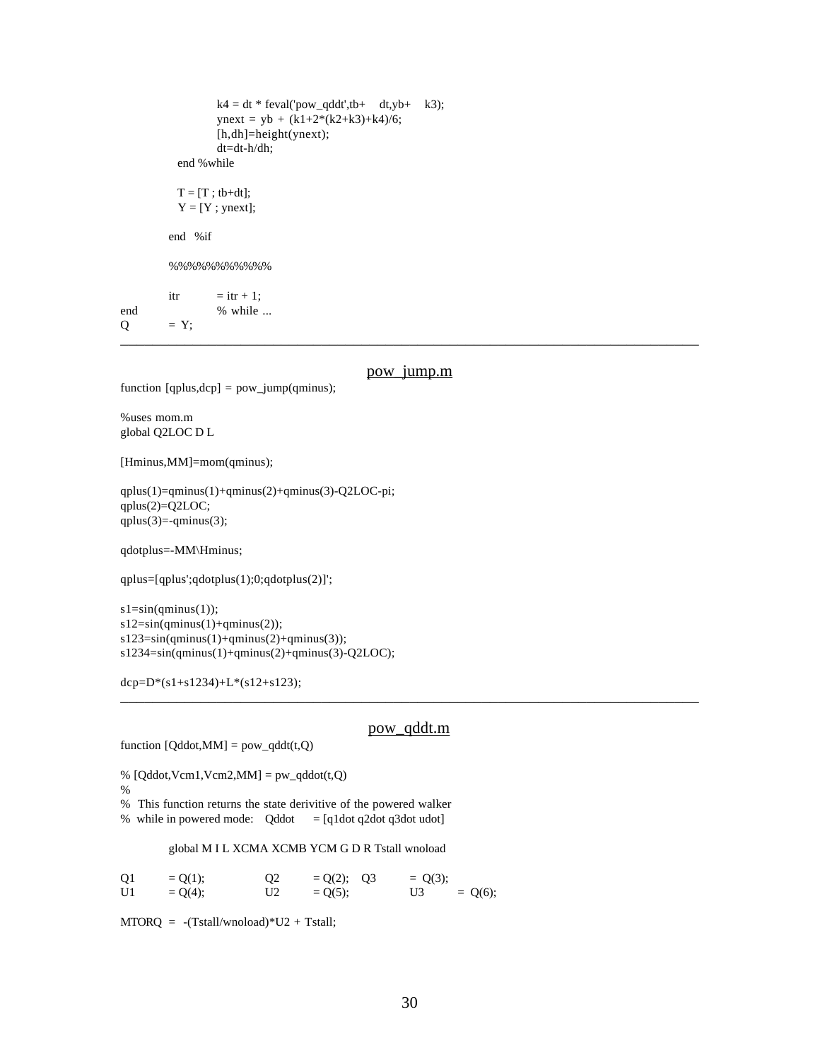```
            k4 = dt * feval('pow_qddt',tb+    dt,yb+    k3);
            ynext = yb + (k1+2*(k2+k3)+k4)/6;
            [h,dh]=height(ynext);
            dt=dt-h/dh;
        end %while

        T = [T ; tb+dt];
        Y = [Y ; ynext];

    end  %if

    %%%%%%%%%%%

    itr      = itr + 1;
end          % while ...
Q       =  Y;
```

---

## pow_jump.m

```
function [qplus,dcp] = pow_jump(qminus);

%uses mom.m
global Q2LOC D L

[Hminus,MM]=mom(qminus);

qplus(1)=qminus(1)+qminus(2)+qminus(3)-Q2LOC-pi;
qplus(2)=Q2LOC;
qplus(3)=-qminus(3);

qdotplus=-MM\Hminus;

qplus=[qplus';qdotplus(1);0;qdotplus(2)]';

s1=sin(qminus(1));
s12=sin(qminus(1)+qminus(2));
s123=sin(qminus(1)+qminus(2)+qminus(3));
s1234=sin(qminus(1)+qminus(2)+qminus(3)-Q2LOC);

dcp=D*(s1+s1234)+L*(s12+s123);
```

---

## pow_qddt.m

```
function [Qddot,MM] = pow_qddt(t,Q)

% [Qddot,Vcm1,Vcm2,MM] = pw_qddot(t,Q)
%
%  This function returns the state derivitive of the powered walker
%  while in powered mode:   Qddot    = [q1dot q2dot q3dot udot]

    global M I L XCMA XCMB YCM G D R Tstall wnoload

Q1      = Q(1);         Q2      = Q(2);   Q3      =  Q(3);
U1      = Q(4);         U2      = Q(5);           U3      =  Q(6);

MTORQ  =  -(Tstall/wnoload)*U2 + Tstall;
```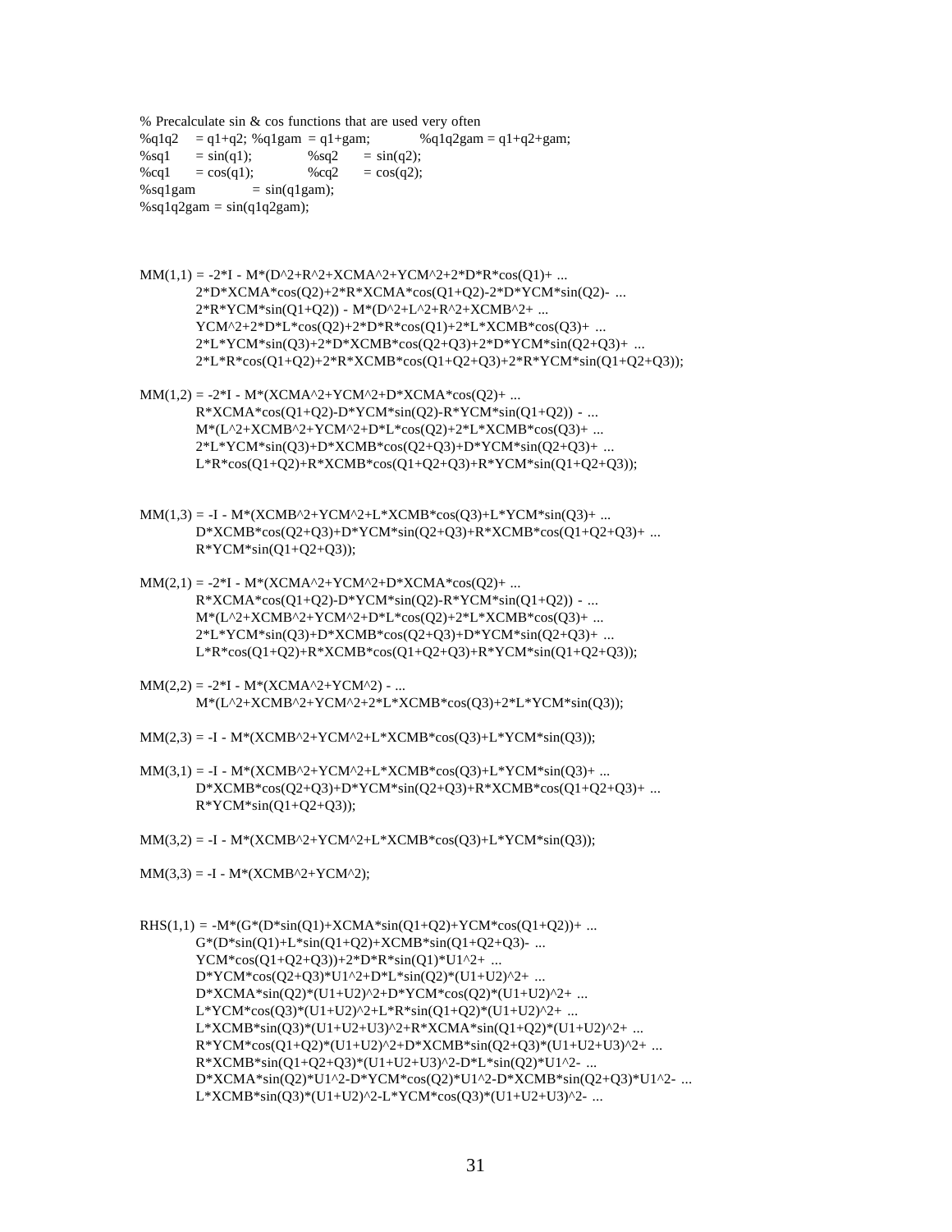```
% Precalculate sin & cos functions that are used very often
%q1q2    = q1+q2; %q1gam  = q1+gam;          %q1q2gam = q1+q2+gam;
%sq1     = sin(q1);          %sq2     = sin(q2);
%cq1     = cos(q1);          %cq2     = cos(q2);
%sq1gam          = sin(q1gam);
%sq1q2gam = sin(q1q2gam);



MM(1,1) = -2*I - M*(D^2+R^2+XCMA^2+YCM^2+2*D*R*cos(Q1)+ ...
          2*D*XCMA*cos(Q2)+2*R*XCMA*cos(Q1+Q2)-2*D*YCM*sin(Q2)- ...
          2*R*YCM*sin(Q1+Q2)) - M*(D^2+L^2+R^2+XCMB^2+ ...
          YCM^2+2*D*L*cos(Q2)+2*D*R*cos(Q1)+2*L*XCMB*cos(Q3)+ ...
          2*L*YCM*sin(Q3)+2*D*XCMB*cos(Q2+Q3)+2*D*YCM*sin(Q2+Q3)+ ...
          2*L*R*cos(Q1+Q2)+2*R*XCMB*cos(Q1+Q2+Q3)+2*R*YCM*sin(Q1+Q2+Q3));

MM(1,2) = -2*I - M*(XCMA^2+YCM^2+D*XCMA*cos(Q2)+ ...
          R*XCMA*cos(Q1+Q2)-D*YCM*sin(Q2)-R*YCM*sin(Q1+Q2)) - ...
          M*(L^2+XCMB^2+YCM^2+D*L*cos(Q2)+2*L*XCMB*cos(Q3)+ ...
          2*L*YCM*sin(Q3)+D*XCMB*cos(Q2+Q3)+D*YCM*sin(Q2+Q3)+ ...
          L*R*cos(Q1+Q2)+R*XCMB*cos(Q1+Q2+Q3)+R*YCM*sin(Q1+Q2+Q3));


MM(1,3) = -I - M*(XCMB^2+YCM^2+L*XCMB*cos(Q3)+L*YCM*sin(Q3)+ ...
          D*XCMB*cos(Q2+Q3)+D*YCM*sin(Q2+Q3)+R*XCMB*cos(Q1+Q2+Q3)+ ...
          R*YCM*sin(Q1+Q2+Q3));

MM(2,1) = -2*I - M*(XCMA^2+YCM^2+D*XCMA*cos(Q2)+ ...
          R*XCMA*cos(Q1+Q2)-D*YCM*sin(Q2)-R*YCM*sin(Q1+Q2)) - ...
          M*(L^2+XCMB^2+YCM^2+D*L*cos(Q2)+2*L*XCMB*cos(Q3)+ ...
          2*L*YCM*sin(Q3)+D*XCMB*cos(Q2+Q3)+D*YCM*sin(Q2+Q3)+ ...
          L*R*cos(Q1+Q2)+R*XCMB*cos(Q1+Q2+Q3)+R*YCM*sin(Q1+Q2+Q3));

MM(2,2) = -2*I - M*(XCMA^2+YCM^2) - ...
          M*(L^2+XCMB^2+YCM^2+2*L*XCMB*cos(Q3)+2*L*YCM*sin(Q3));

MM(2,3) = -I - M*(XCMB^2+YCM^2+L*XCMB*cos(Q3)+L*YCM*sin(Q3));

MM(3,1) = -I - M*(XCMB^2+YCM^2+L*XCMB*cos(Q3)+L*YCM*sin(Q3)+ ...
          D*XCMB*cos(Q2+Q3)+D*YCM*sin(Q2+Q3)+R*XCMB*cos(Q1+Q2+Q3)+ ...
          R*YCM*sin(Q1+Q2+Q3));

MM(3,2) = -I - M*(XCMB^2+YCM^2+L*XCMB*cos(Q3)+L*YCM*sin(Q3));

MM(3,3) = -I - M*(XCMB^2+YCM^2);


RHS(1,1) = -M*(G*(D*sin(Q1)+XCMA*sin(Q1+Q2)+YCM*cos(Q1+Q2))+ ...
          G*(D*sin(Q1)+L*sin(Q1+Q2)+XCMB*sin(Q1+Q2+Q3)- ...
          YCM*cos(Q1+Q2+Q3))+2*D*R*sin(Q1)*U1^2+ ...
          D*YCM*cos(Q2+Q3)*U1^2+D*L*sin(Q2)*(U1+U2)^2+ ...
          D*XCMA*sin(Q2)*(U1+U2)^2+D*YCM*cos(Q2)*(U1+U2)^2+ ...
          L*YCM*cos(Q3)*(U1+U2)^2+L*R*sin(Q1+Q2)*(U1+U2)^2+ ...
          L*XCMB*sin(Q3)*(U1+U2+U3)^2+R*XCMA*sin(Q1+Q2)*(U1+U2)^2+ ...
          R*YCM*cos(Q1+Q2)*(U1+U2)^2+D*XCMB*sin(Q2+Q3)*(U1+U2+U3)^2+ ...
          R*XCMB*sin(Q1+Q2+Q3)*(U1+U2+U3)^2-D*L*sin(Q2)*U1^2- ...
          D*XCMA*sin(Q2)*U1^2-D*YCM*cos(Q2)*U1^2-D*XCMB*sin(Q2+Q3)*U1^2- ...
          L*XCMB*sin(Q3)*(U1+U2)^2-L*YCM*cos(Q3)*(U1+U2+U3)^2- ...
```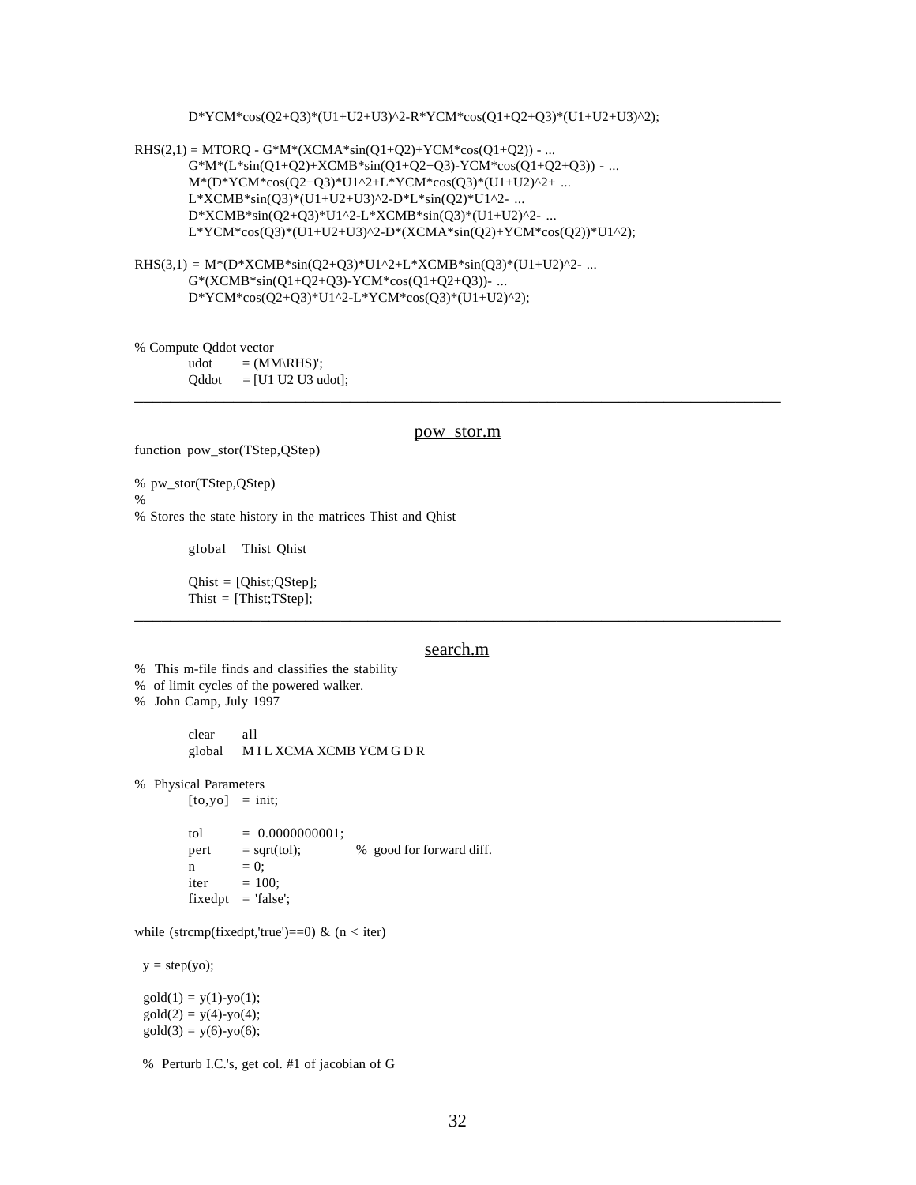```
          D*YCM*cos(Q2+Q3)*(U1+U2+U3)^2-R*YCM*cos(Q1+Q2+Q3)*(U1+U2+U3)^2);

RHS(2,1) = MTORQ - G*M*(XCMA*sin(Q1+Q2)+YCM*cos(Q1+Q2)) - ...
          G*M*(L*sin(Q1+Q2)+XCMB*sin(Q1+Q2+Q3)-YCM*cos(Q1+Q2+Q3)) - ...
          M*(D*YCM*cos(Q2+Q3)*U1^2+L*YCM*cos(Q3)*(U1+U2)^2+ ...
          L*XCMB*sin(Q3)*(U1+U2+U3)^2-D*L*sin(Q2)*U1^2- ...
          D*XCMB*sin(Q2+Q3)*U1^2-L*XCMB*sin(Q3)*(U1+U2)^2- ...
          L*YCM*cos(Q3)*(U1+U2+U3)^2-D*(XCMA*sin(Q2)+YCM*cos(Q2))*U1^2);

RHS(3,1) = M*(D*XCMB*sin(Q2+Q3)*U1^2+L*XCMB*sin(Q3)*(U1+U2)^2- ...
          G*(XCMB*sin(Q1+Q2+Q3)-YCM*cos(Q1+Q2+Q3))- ...
          D*YCM*cos(Q2+Q3)*U1^2-L*YCM*cos(Q3)*(U1+U2)^2);


% Compute Qddot vector
          udot      = (MM\RHS)';
          Qddot     = [U1 U2 U3 udot];
```

---

## pow_stor.m

```
function pow_stor(TStep,QStep)

% pw_stor(TStep,QStep)
%
% Stores the state history in the matrices Thist and Qhist

          global    Thist Qhist

          Qhist = [Qhist;QStep];
          Thist = [Thist;TStep];
```

---

## search.m

```
% This m-file finds and classifies the stability
% of limit cycles of the powered walker.
% John Camp, July 1997

          clear     all
          global    M I L XCMA XCMB YCM G D R

% Physical Parameters
          [to,yo]   = init;

          tol       = 0.0000000001;
          pert      = sqrt(tol);           % good for forward diff.
          n         = 0;
          iter      = 100;
          fixedpt   = 'false';

while (strcmp(fixedpt,'true')==0) & (n < iter)

  y = step(yo);

  gold(1) = y(1)-yo(1);
  gold(2) = y(4)-yo(4);
  gold(3) = y(6)-yo(6);

  % Perturb I.C.'s, get col. #1 of jacobian of G
```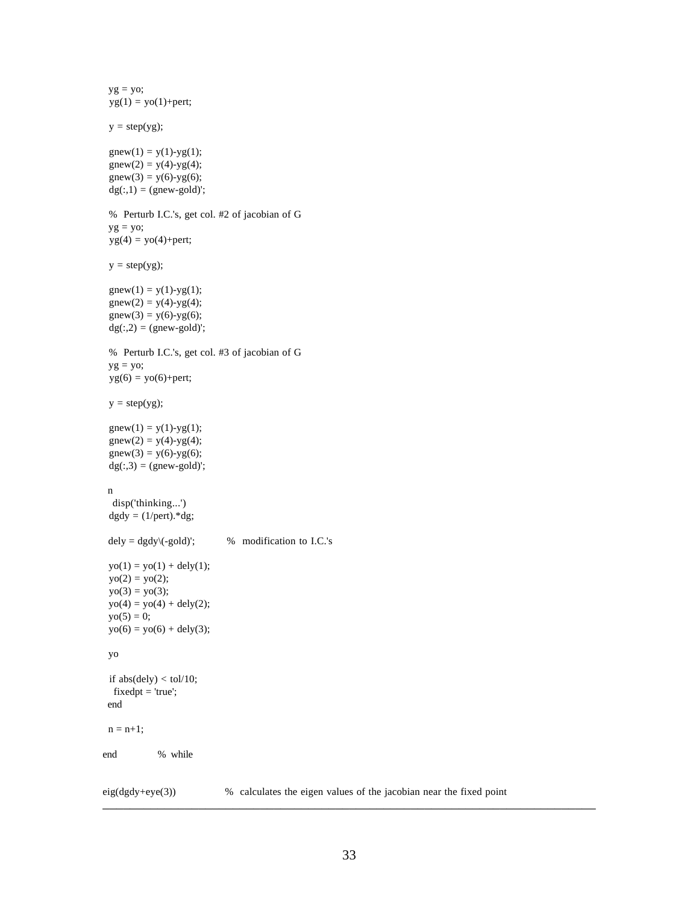```
  yg = yo;
  yg(1) = yo(1)+pert;

  y = step(yg);

  gnew(1) = y(1)-yg(1);
  gnew(2) = y(4)-yg(4);
  gnew(3) = y(6)-yg(6);
  dg(:,1) = (gnew-gold)';

  %  Perturb I.C.'s, get col. #2 of jacobian of G
  yg = yo;
  yg(4) = yo(4)+pert;

  y = step(yg);

  gnew(1) = y(1)-yg(1);
  gnew(2) = y(4)-yg(4);
  gnew(3) = y(6)-yg(6);
  dg(:,2) = (gnew-gold)';

  %  Perturb I.C.'s, get col. #3 of jacobian of G
  yg = yo;
  yg(6) = yo(6)+pert;

  y = step(yg);

  gnew(1) = y(1)-yg(1);
  gnew(2) = y(4)-yg(4);
  gnew(3) = y(6)-yg(6);
  dg(:,3) = (gnew-gold)';

  n
   disp('thinking...')
  dgdy = (1/pert).*dg;

  dely = dgdy\(-gold)';          %  modification to I.C.'s

  yo(1) = yo(1) + dely(1);
  yo(2) = yo(2);
  yo(3) = yo(3);
  yo(4) = yo(4) + dely(2);
  yo(5) = 0;
  yo(6) = yo(6) + dely(3);

  yo

  if abs(dely) < tol/10;
   fixedpt = 'true';
  end

  n = n+1;

end            %  while


eig(dgdy+eye(3))            %  calculates the eigen values of the jacobian near the fixed point
```

---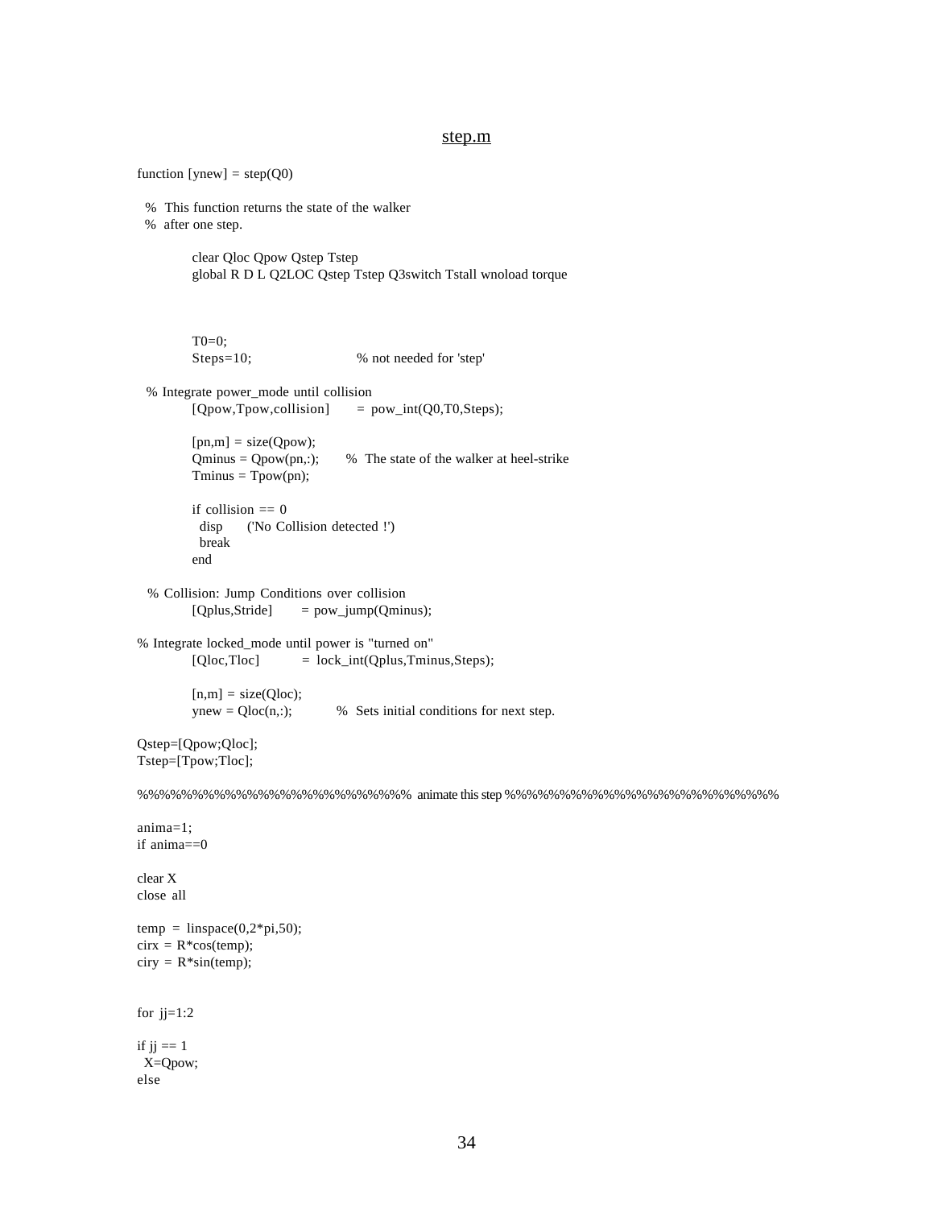step.m

```
function [ynew] = step(Q0)

  %  This function returns the state of the walker
  %  after one step.

         clear Qloc Qpow Qstep Tstep
         global R D L Q2LOC Qstep Tstep Q3switch Tstall wnoload torque



         T0=0;
         Steps=10;                % not needed for 'step'

  % Integrate power_mode until collision
         [Qpow,Tpow,collision]     = pow_int(Q0,T0,Steps);

         [pn,m] = size(Qpow);
         Qminus = Qpow(pn,:);      %  The state of the walker at heel-strike
         Tminus = Tpow(pn);

         if collision == 0
           disp     ('No Collision detected !')
           break
         end

  % Collision: Jump Conditions over collision
         [Qplus,Stride]      = pow_jump(Qminus);

% Integrate locked_mode until power is "turned on"
         [Qloc,Tloc]         = lock_int(Qplus,Tminus,Steps);

         [n,m] = size(Qloc);
         ynew = Qloc(n,:);         %  Sets initial conditions for next step.

Qstep=[Qpow;Qloc];
Tstep=[Tpow;Tloc];

%%%%%%%%%%%%%%%%%%%%%%%%%%%% animate this step %%%%%%%%%%%%%%%%%%%%%%%%%%%%

anima=1;
if anima==0

clear X
close all

temp = linspace(0,2*pi,50);
cirx = R*cos(temp);
ciry = R*sin(temp);


for jj=1:2

if jj == 1
  X=Qpow;
else
```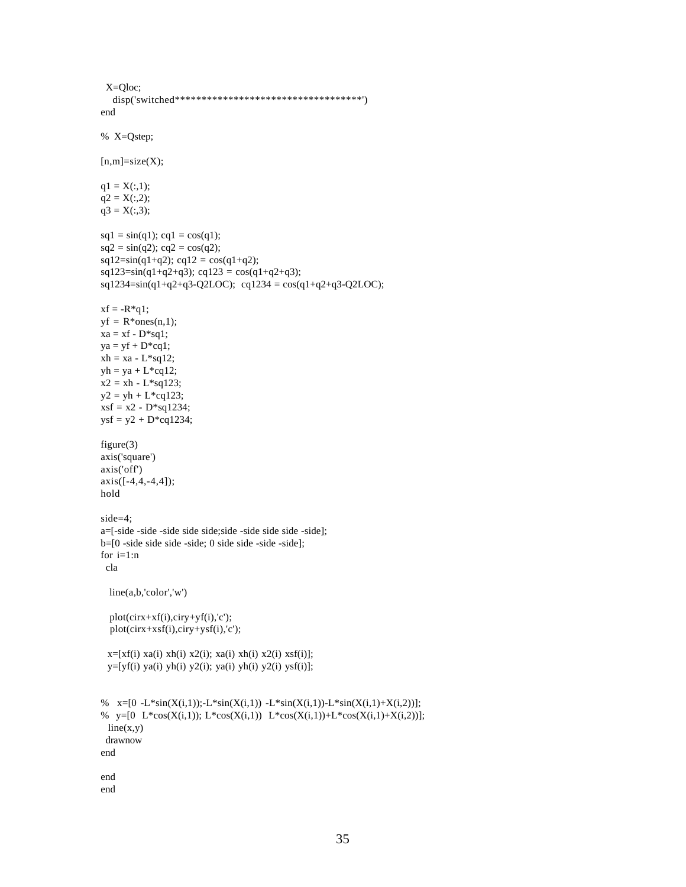```
  X=Qloc;
    disp('switched************************************')
end

%  X=Qstep;

[n,m]=size(X);

q1 = X(:,1);
q2 = X(:,2);
q3 = X(:,3);

sq1 = sin(q1); cq1 = cos(q1);
sq2 = sin(q2); cq2 = cos(q2);
sq12=sin(q1+q2); cq12 = cos(q1+q2);
sq123=sin(q1+q2+q3); cq123 = cos(q1+q2+q3);
sq1234=sin(q1+q2+q3-Q2LOC);  cq1234 = cos(q1+q2+q3-Q2LOC);

xf = -R*q1;
yf = R*ones(n,1);
xa = xf - D*sq1;
ya = yf + D*cq1;
xh = xa - L*sq12;
yh = ya + L*cq12;
x2 = xh - L*sq123;
y2 = yh + L*cq123;
xsf = x2 - D*sq1234;
ysf = y2 + D*cq1234;

figure(3)
axis('square')
axis('off')
axis([-4,4,-4,4]);
hold

side=4;
a=[-side -side -side side side;side -side side side -side];
b=[0 -side side side -side; 0 side side -side -side];
for i=1:n
  cla

   line(a,b,'color','w')

   plot(cirx+xf(i),ciry+yf(i),'c');
   plot(cirx+xsf(i),ciry+ysf(i),'c');

  x=[xf(i) xa(i) xh(i) x2(i); xa(i) xh(i) x2(i) xsf(i)];
  y=[yf(i) ya(i) yh(i) y2(i); ya(i) yh(i) y2(i) ysf(i)];


%   x=[0  -L*sin(X(i,1));-L*sin(X(i,1))  -L*sin(X(i,1))-L*sin(X(i,1)+X(i,2))];
%  y=[0  L*cos(X(i,1)); L*cos(X(i,1))  L*cos(X(i,1))+L*cos(X(i,1)+X(i,2))];
  line(x,y)
  drawnow
end

end
end
```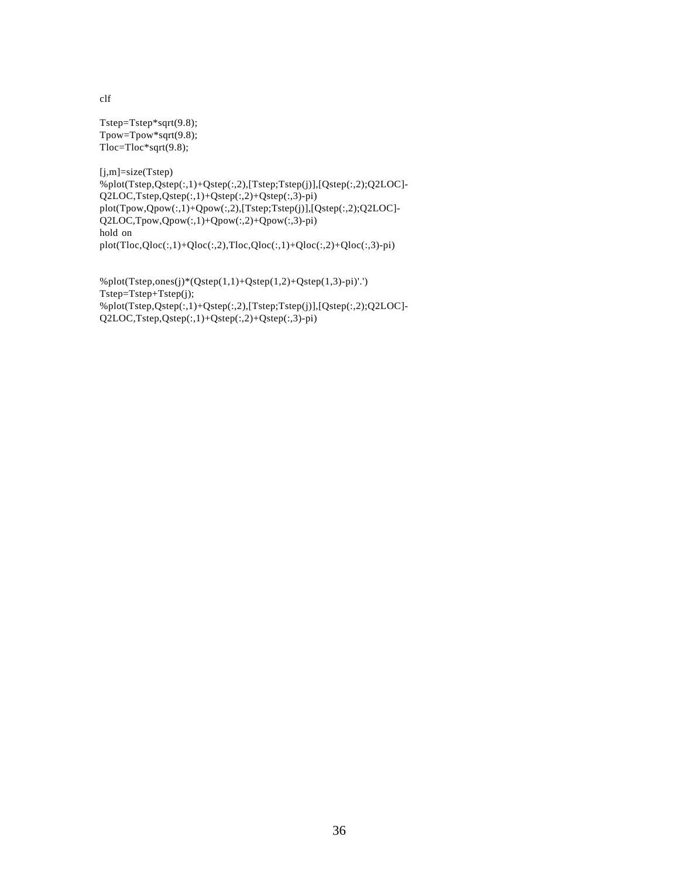```
clf

Tstep=Tstep*sqrt(9.8);
Tpow=Tpow*sqrt(9.8);
Tloc=Tloc*sqrt(9.8);

[j,m]=size(Tstep)
%plot(Tstep,Qstep(:,1)+Qstep(:,2),[Tstep;Tstep(j)],[Qstep(:,2);Q2LOC]-
Q2LOC,Tstep,Qstep(:,1)+Qstep(:,2)+Qstep(:,3)-pi)
plot(Tpow,Qpow(:,1)+Qpow(:,2),[Tstep;Tstep(j)],[Qstep(:,2);Q2LOC]-
Q2LOC,Tpow,Qpow(:,1)+Qpow(:,2)+Qpow(:,3)-pi)
hold on
plot(Tloc,Qloc(:,1)+Qloc(:,2),Tloc,Qloc(:,1)+Qloc(:,2)+Qloc(:,3)-pi)


%plot(Tstep,ones(j)*(Qstep(1,1)+Qstep(1,2)+Qstep(1,3)-pi)'.')
Tstep=Tstep+Tstep(j);
%plot(Tstep,Qstep(:,1)+Qstep(:,2),[Tstep;Tstep(j)],[Qstep(:,2);Q2LOC]-
Q2LOC,Tstep,Qstep(:,1)+Qstep(:,2)+Qstep(:,3)-pi)
```